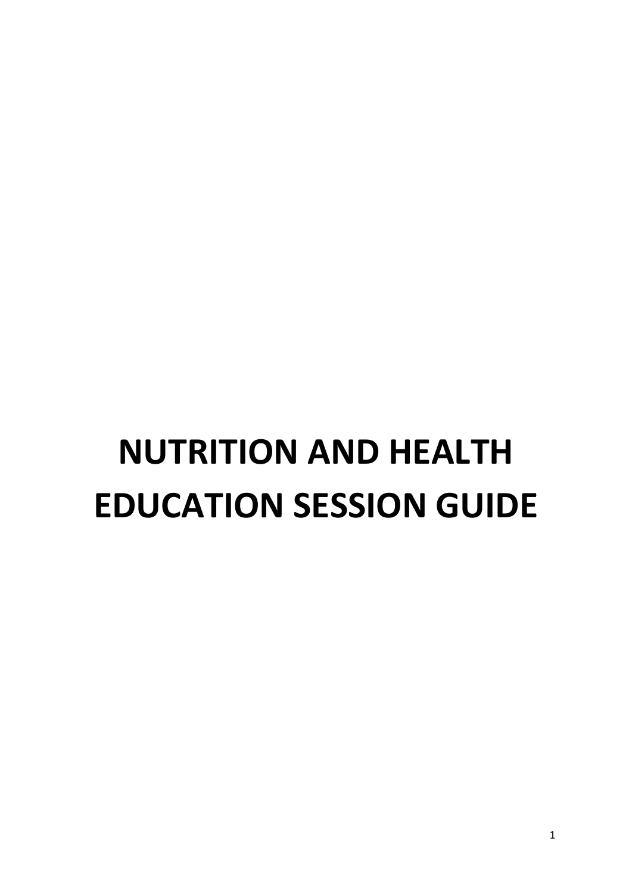# NUTRITION AND HEALTH EDUCATION SESSION GUIDE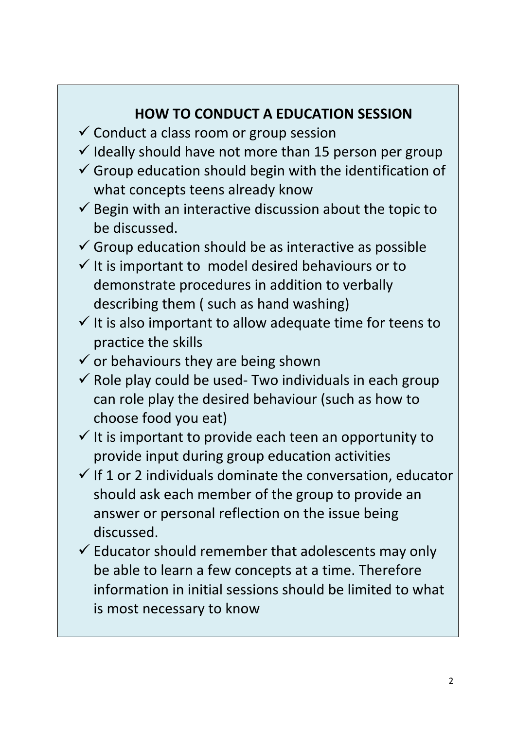## HOW TO CONDUCT A EDUCATION SESSION

- ✓ Conduct a class room or group session
- ✓ Ideally should have not more than 15 person per group
- ✓ Group education should begin with the identification of what concepts teens already know
- ✓ Begin with an interactive discussion about the topic to be discussed.
- ✓ Group education should be as interactive as possible
- ✓ It is important to model desired behaviours or to demonstrate procedures in addition to verbally describing them ( such as hand washing)
- ✓ It is also important to allow adequate time for teens to practice the skills
- ✓ or behaviours they are being shown
- ✓ Role play could be used- Two individuals in each group can role play the desired behaviour (such as how to choose food you eat)
- ✓ It is important to provide each teen an opportunity to provide input during group education activities
- ✓ If 1 or 2 individuals dominate the conversation, educator should ask each member of the group to provide an answer or personal reflection on the issue being discussed.
- ✓ Educator should remember that adolescents may only be able to learn a few concepts at a time. Therefore information in initial sessions should be limited to what is most necessary to know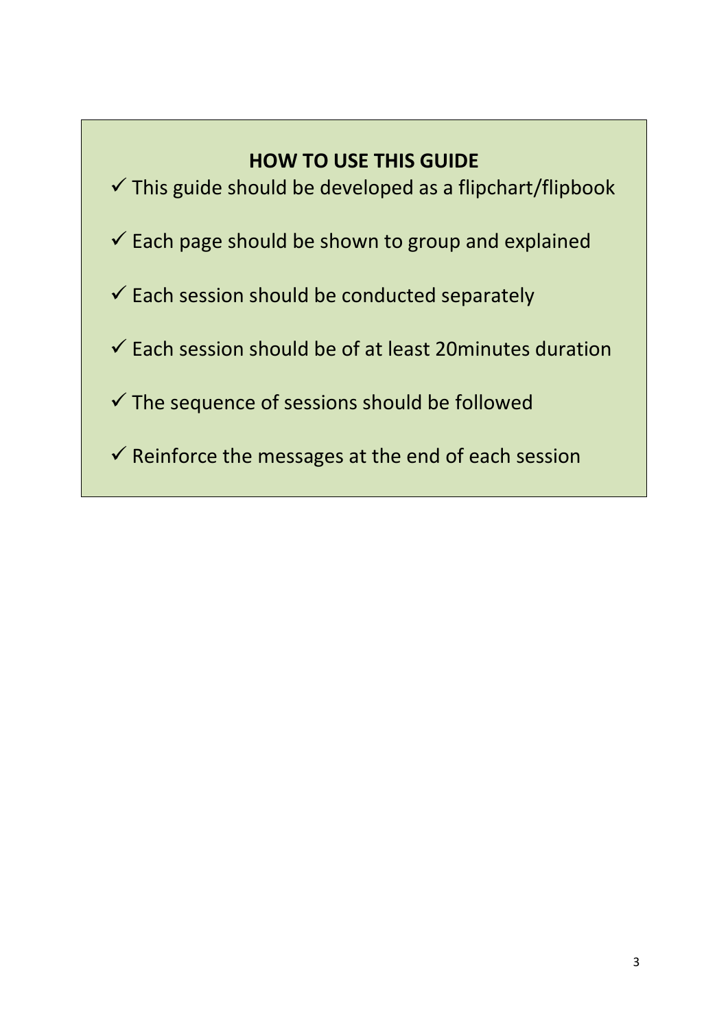## HOW TO USE THIS GUIDE

- ✓ This guide should be developed as a flipchart/flipbook
- ✓ Each page should be shown to group and explained
- ✓ Each session should be conducted separately
- ✓ Each session should be of at least 20minutes duration
- ✓ The sequence of sessions should be followed
- ✓ Reinforce the messages at the end of each session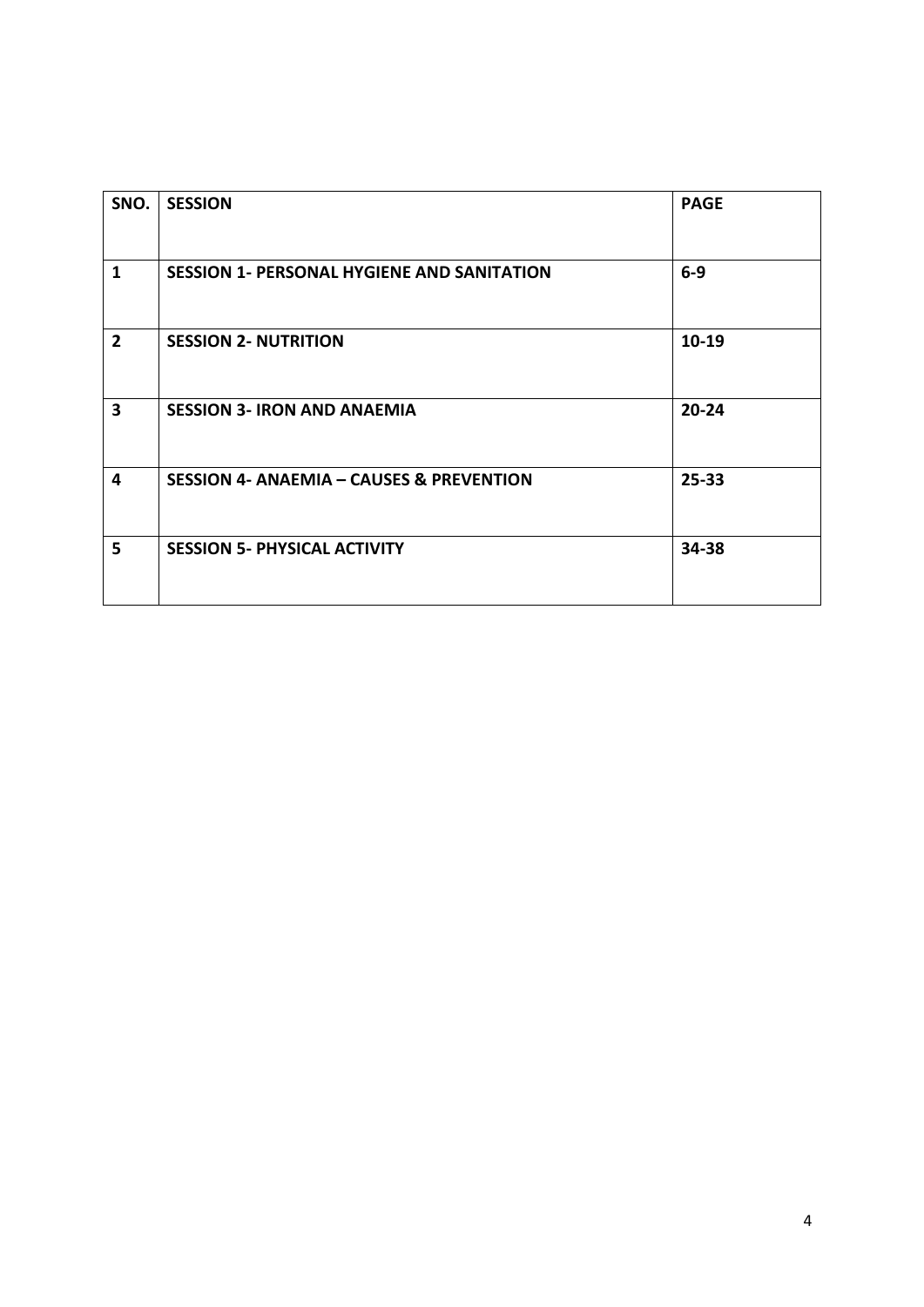| SNO. | SESSION | PAGE |
|---|---|---|
| 1 | SESSION 1- PERSONAL HYGIENE AND SANITATION | 6-9 |
| 2 | SESSION 2- NUTRITION | 10-19 |
| 3 | SESSION 3- IRON AND ANAEMIA | 20-24 |
| 4 | SESSION 4- ANAEMIA – CAUSES & PREVENTION | 25-33 |
| 5 | SESSION 5- PHYSICAL ACTIVITY | 34-38 |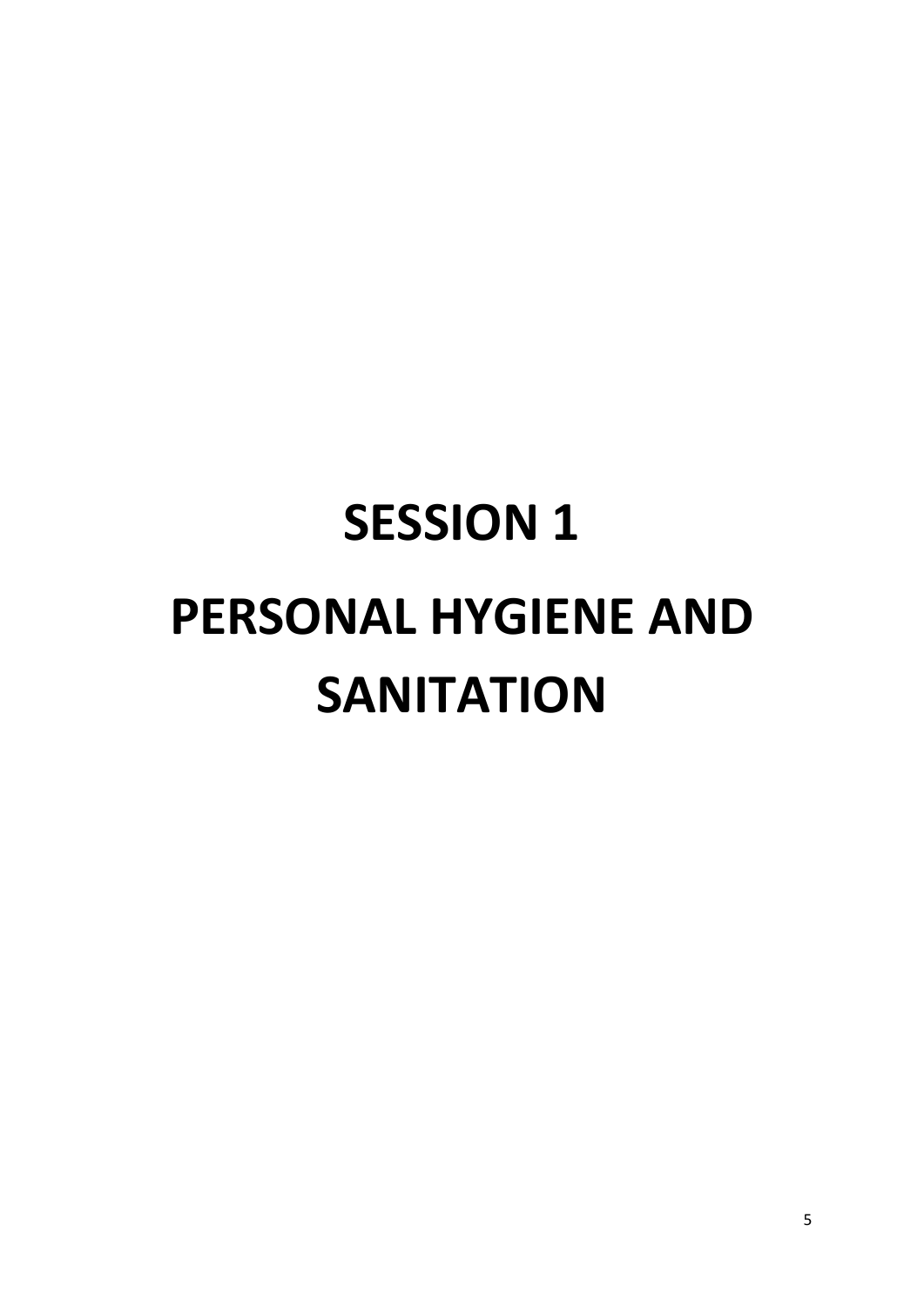# SESSION 1

# PERSONAL HYGIENE AND SANITATION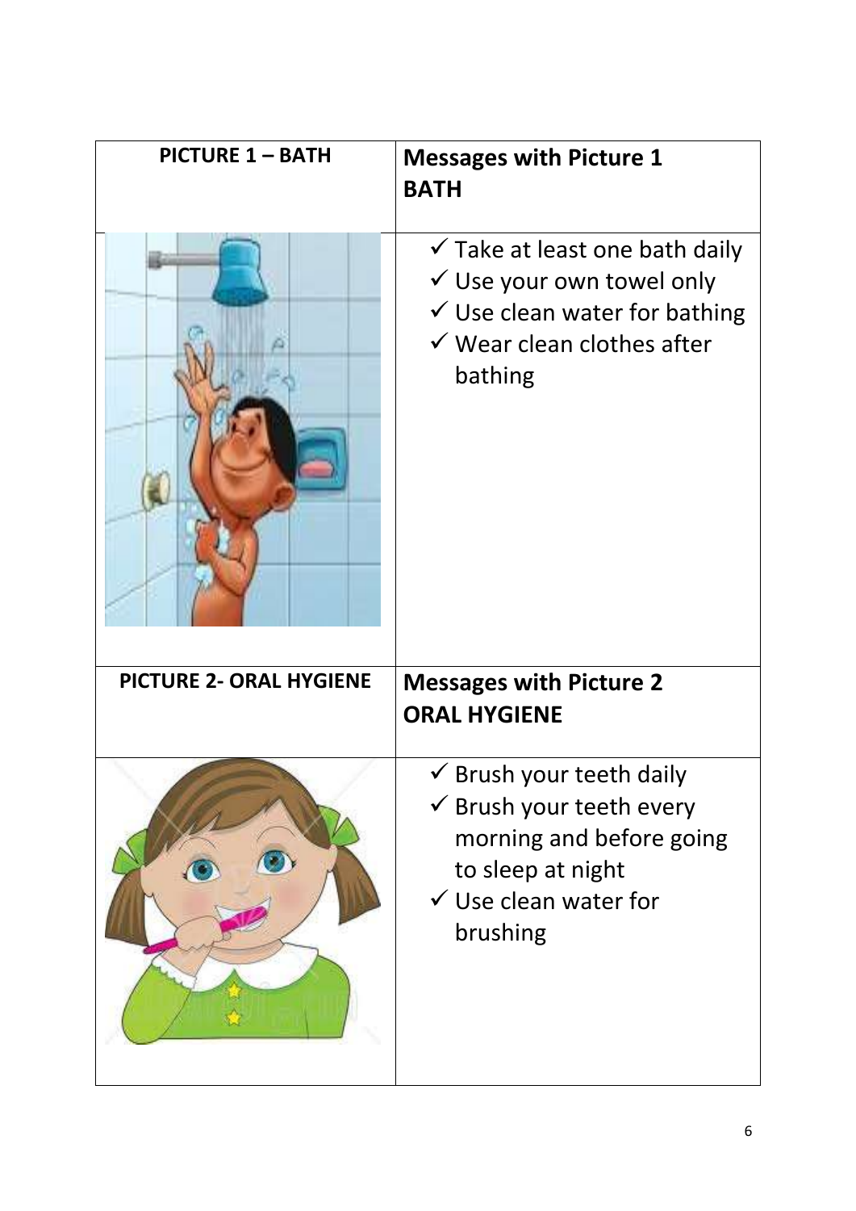| PICTURE 1 – BATH | Messages with Picture 1 BATH |
|---|---|
| | ✓ Take at least one bath daily<br>✓ Use your own towel only<br>✓ Use clean water for bathing<br>✓ Wear clean clothes after bathing |
| **PICTURE 2- ORAL HYGIENE** | **Messages with Picture 2 ORAL HYGIENE** |
| | ✓ Brush your teeth daily<br>✓ Brush your teeth every morning and before going to sleep at night<br>✓ Use clean water for brushing |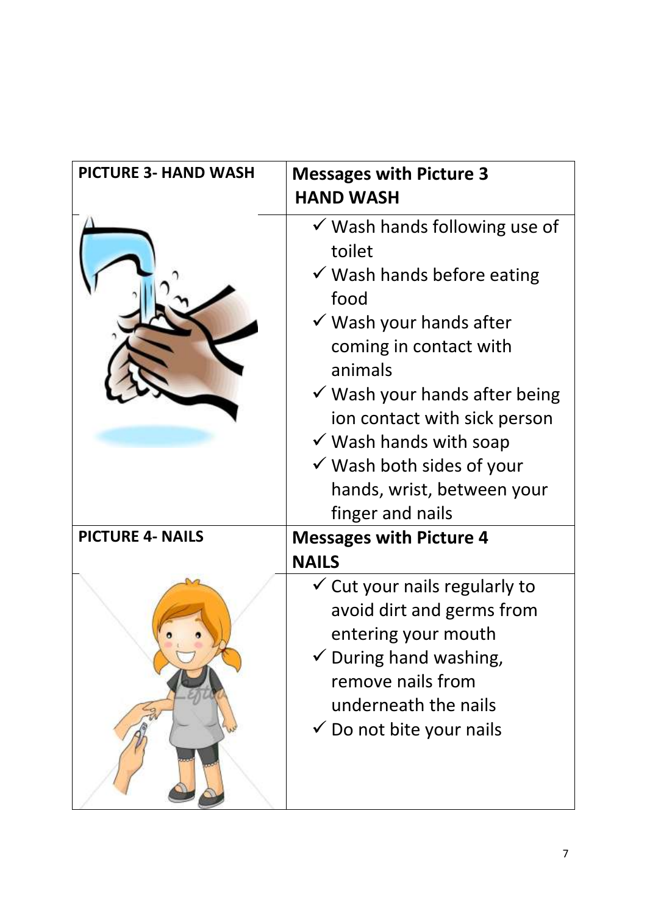| PICTURE 3- HAND WASH | Messages with Picture 3 HAND WASH |
| --- | --- |
| | ✓ Wash hands following use of toilet<br>✓ Wash hands before eating food<br>✓ Wash your hands after coming in contact with animals<br>✓ Wash your hands after being ion contact with sick person<br>✓ Wash hands with soap<br>✓ Wash both sides of your hands, wrist, between your finger and nails |
| **PICTURE 4- NAILS** | **Messages with Picture 4 NAILS** |
| | ✓ Cut your nails regularly to avoid dirt and germs from entering your mouth<br>✓ During hand washing, remove nails from underneath the nails<br>✓ Do not bite your nails |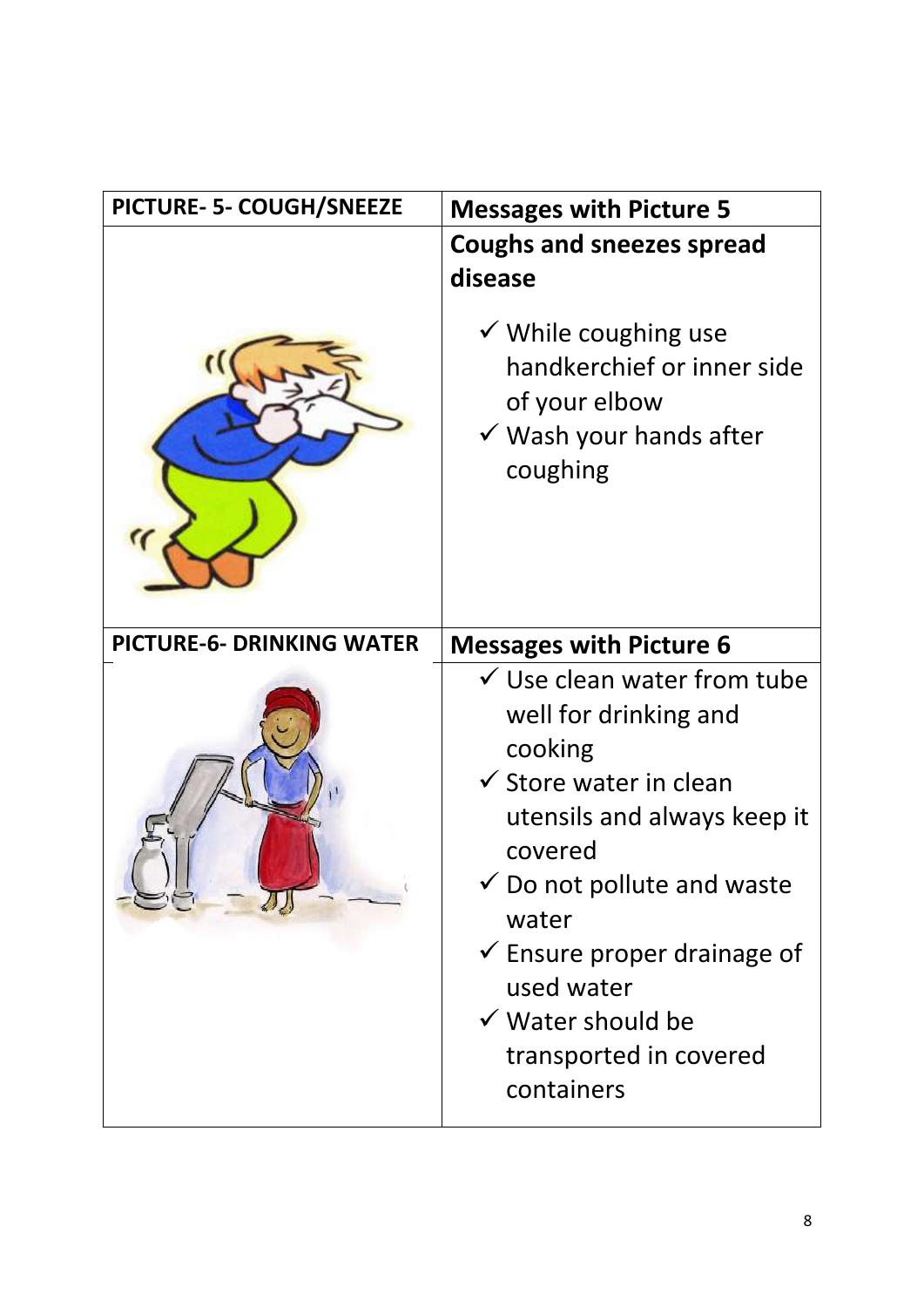| PICTURE- 5- COUGH/SNEEZE | Messages with Picture 5 |
| --- | --- |
| | **Coughs and sneezes spread disease**<br>✓ While coughing use handkerchief or inner side of your elbow<br>✓ Wash your hands after coughing |
| **PICTURE-6- DRINKING WATER** | **Messages with Picture 6** |
| | ✓ Use clean water from tube well for drinking and cooking<br>✓ Store water in clean utensils and always keep it covered<br>✓ Do not pollute and waste water<br>✓ Ensure proper drainage of used water<br>✓ Water should be transported in covered containers |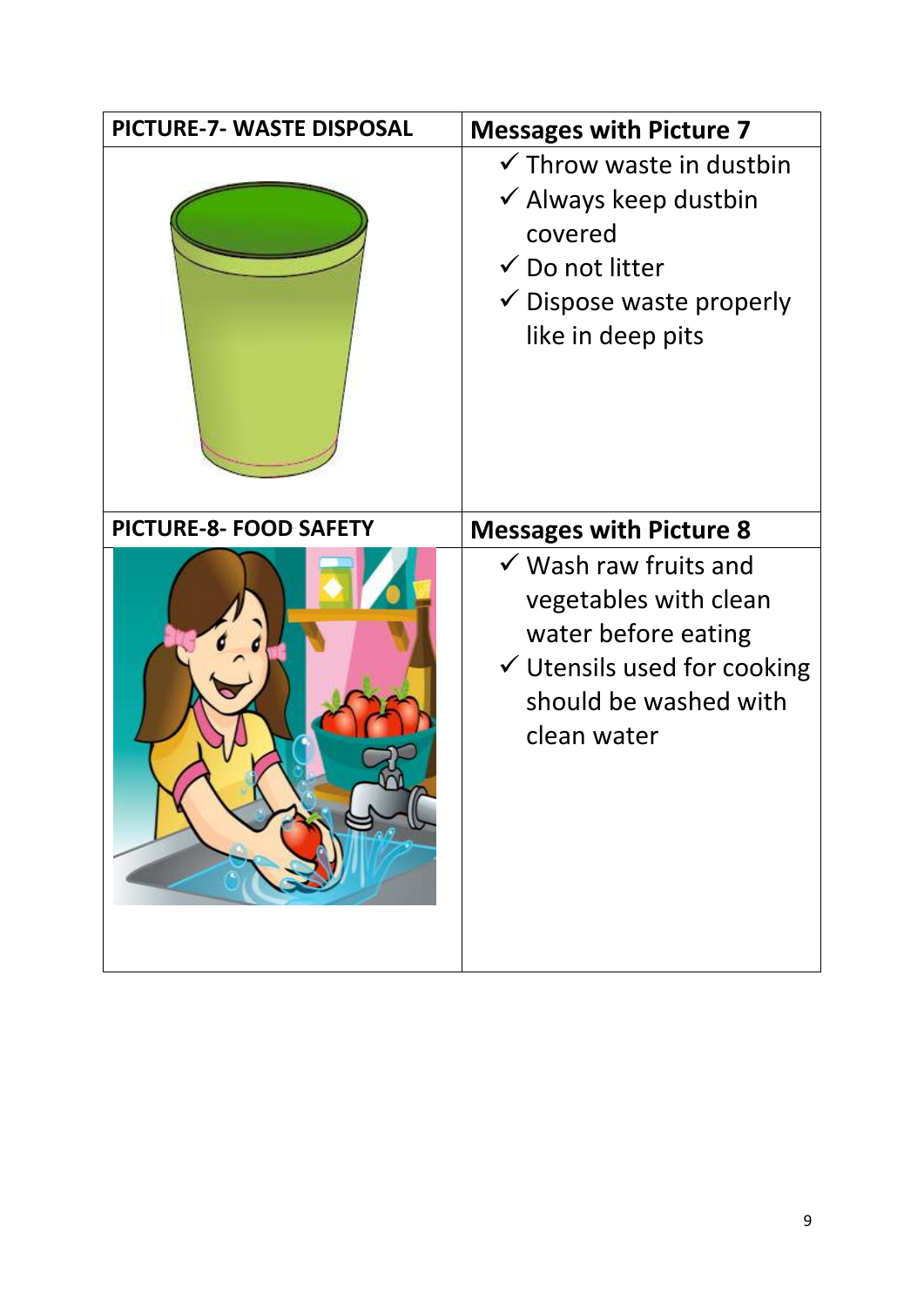| PICTURE-7- WASTE DISPOSAL | Messages with Picture 7 |
| --- | --- |
| | ✓ Throw waste in dustbin<br>✓ Always keep dustbin covered<br>✓ Do not litter<br>✓ Dispose waste properly like in deep pits |
| **PICTURE-8- FOOD SAFETY** | **Messages with Picture 8** |
| | ✓ Wash raw fruits and vegetables with clean water before eating<br>✓ Utensils used for cooking should be washed with clean water |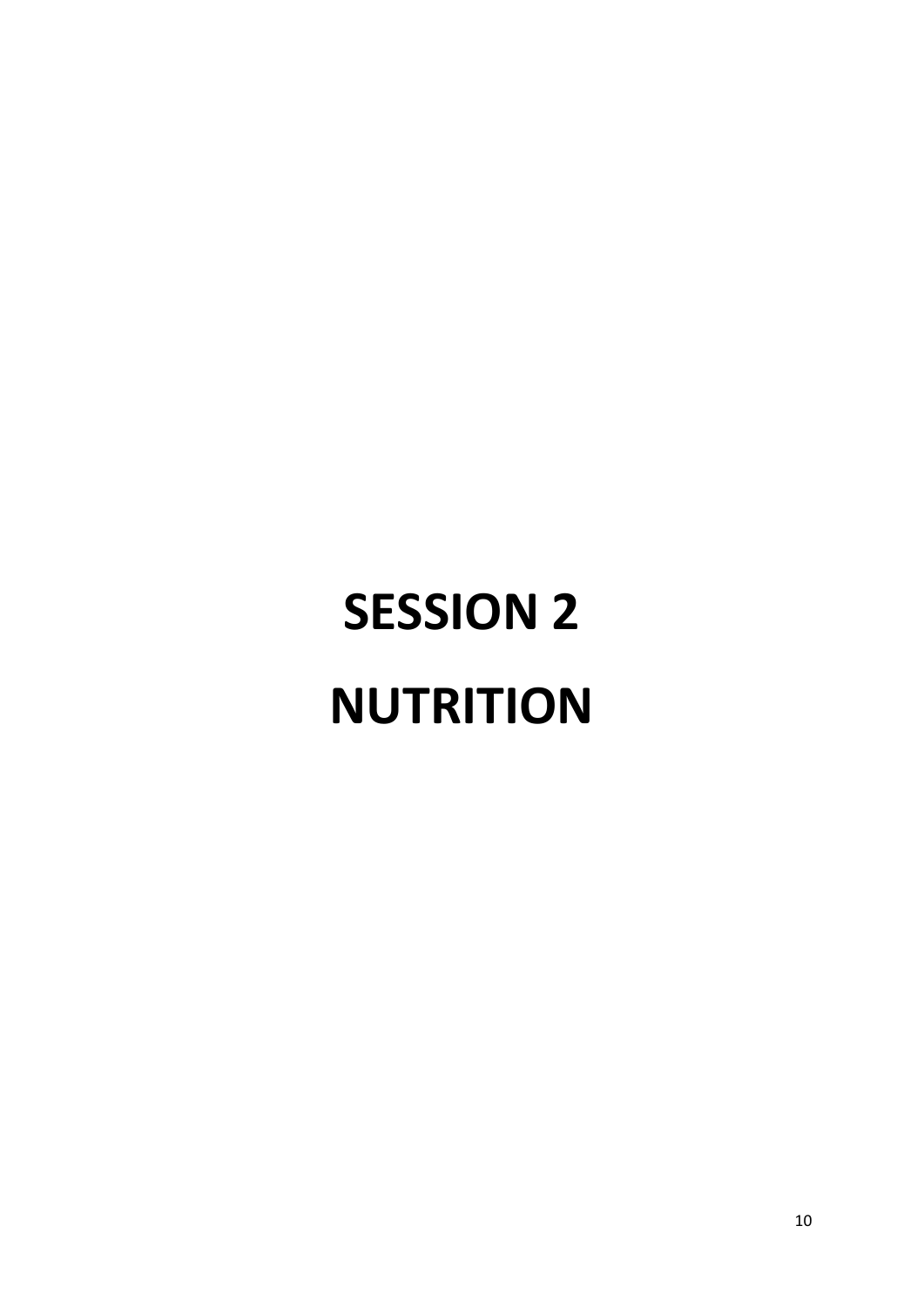# SESSION 2

# NUTRITION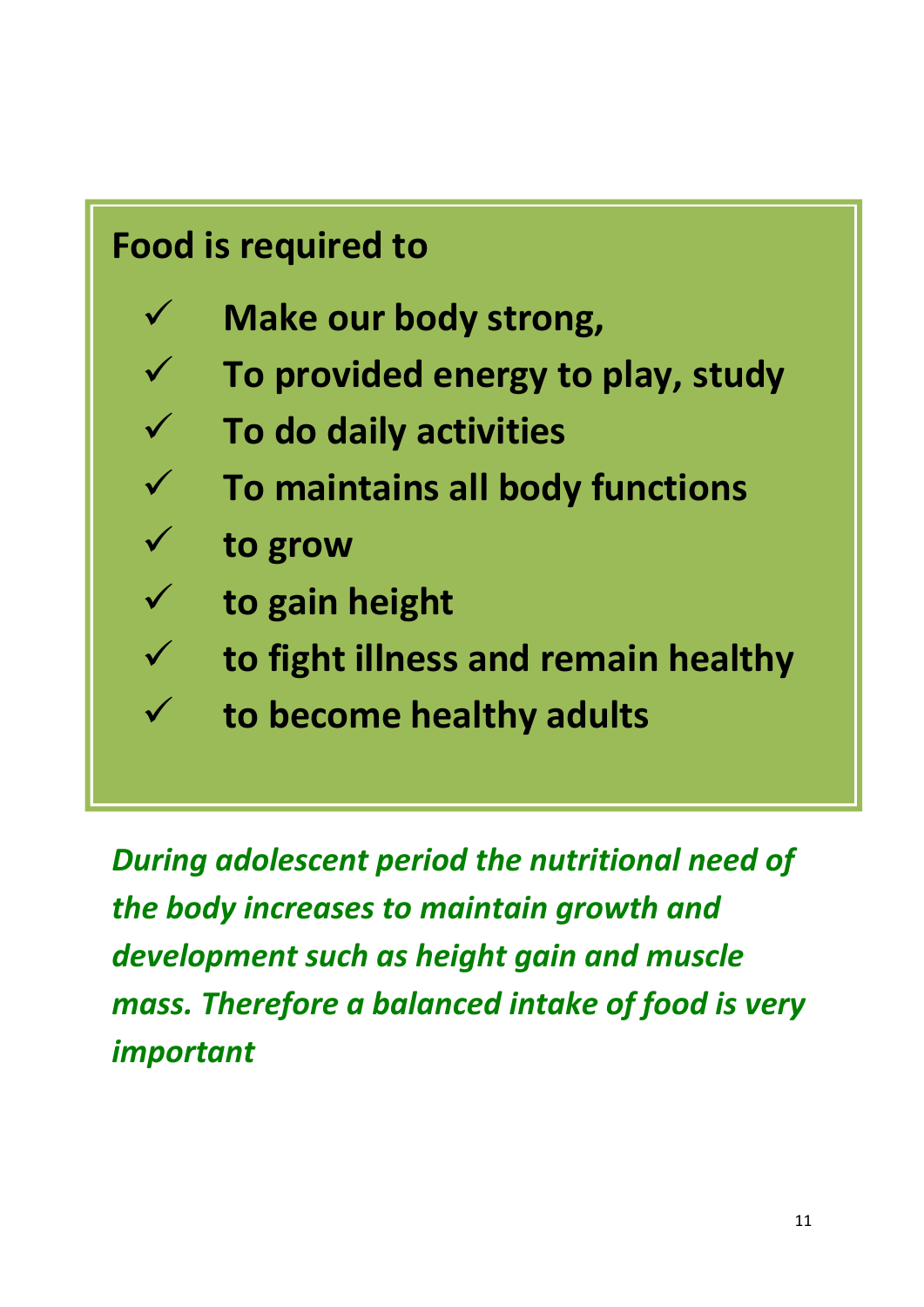**Food is required to**

- ✓ **Make our body strong,**
- ✓ **To provided energy to play, study**
- ✓ **To do daily activities**
- ✓ **To maintains all body functions**
- ✓ **to grow**
- ✓ **to gain height**
- ✓ **to fight illness and remain healthy**
- ✓ **to become healthy adults**

***During adolescent period the nutritional need of the body increases to maintain growth and development such as height gain and muscle mass. Therefore a balanced intake of food is very important***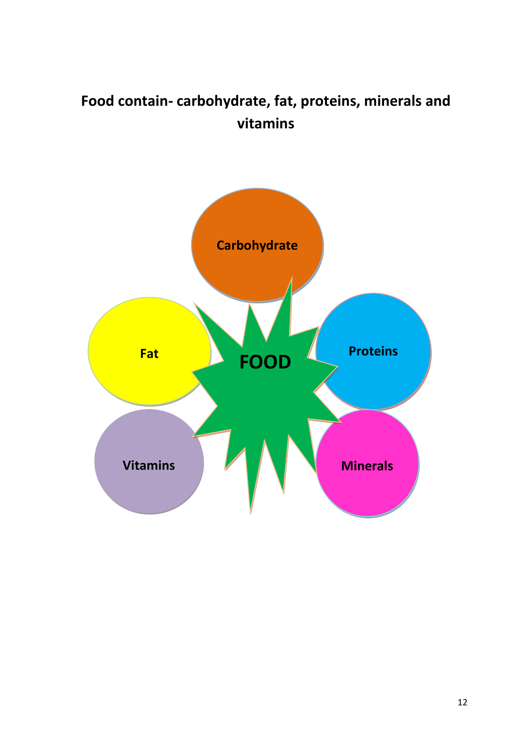## Food contain- carbohydrate, fat, proteins, minerals and vitamins

**FOOD**

- Carbohydrate
- Fat
- Proteins
- Vitamins
- Minerals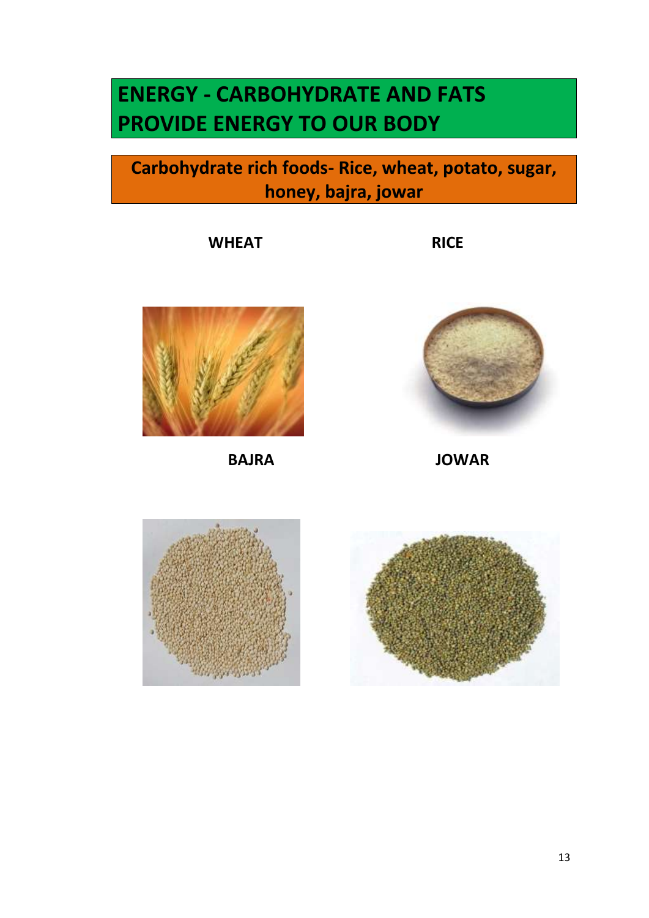# ENERGY - CARBOHYDRATE AND FATS PROVIDE ENERGY TO OUR BODY

## Carbohydrate rich foods- Rice, wheat, potato, sugar, honey, bajra, jowar

**WHEAT**

**RICE**

**BAJRA**

**JOWAR**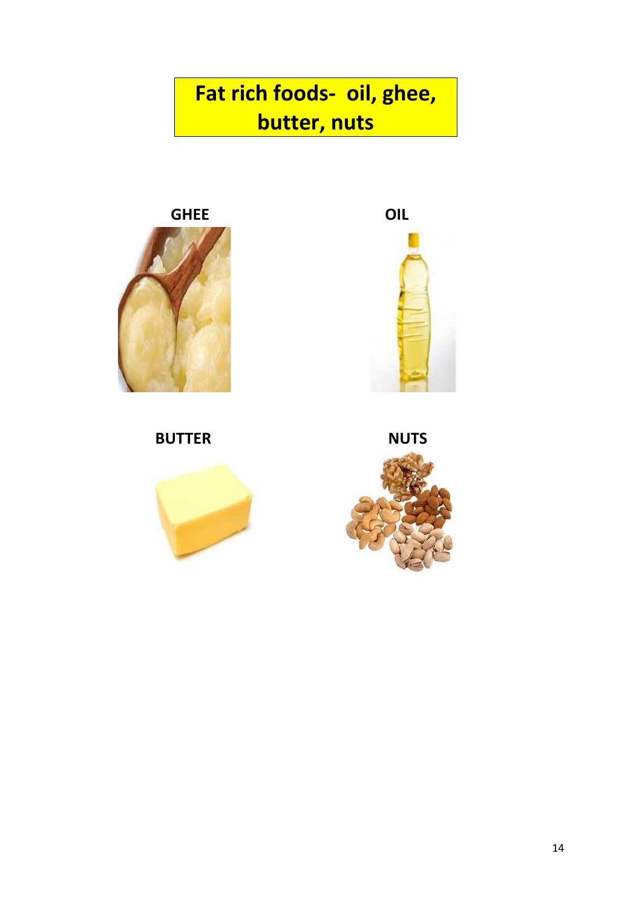# Fat rich foods- oil, ghee, butter, nuts

**GHEE**

**OIL**

**BUTTER**

**NUTS**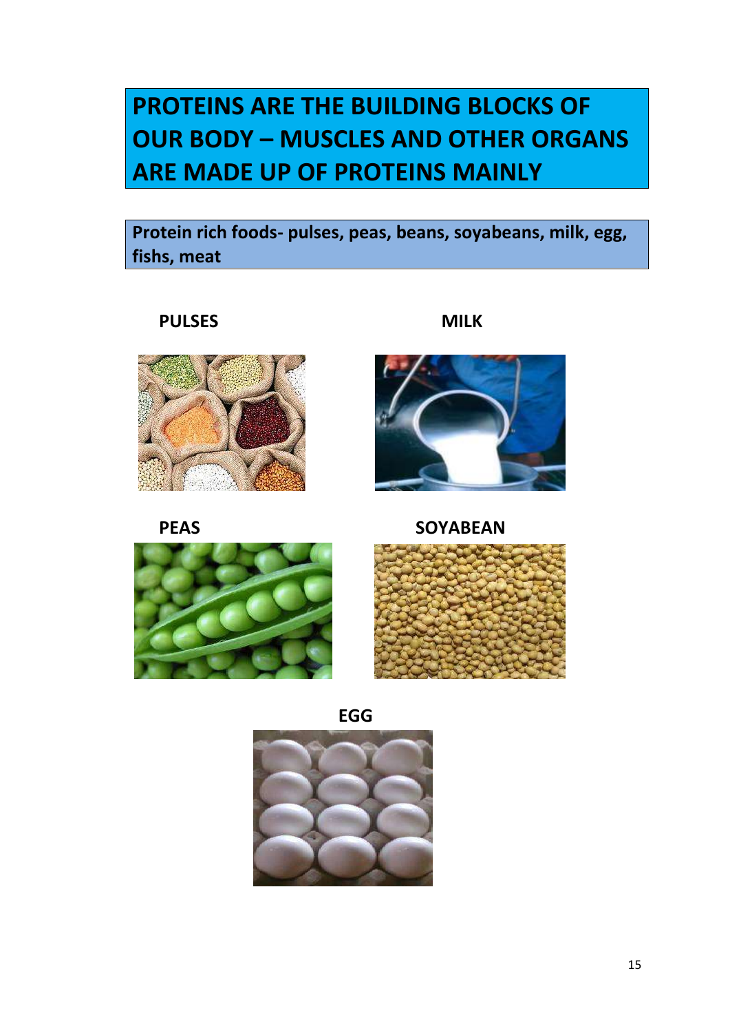# PROTEINS ARE THE BUILDING BLOCKS OF OUR BODY – MUSCLES AND OTHER ORGANS ARE MADE UP OF PROTEINS MAINLY

**Protein rich foods- pulses, peas, beans, soyabeans, milk, egg, fishs, meat**

**PULSES**

**MILK**

**PEAS**

**SOYABEAN**

**EGG**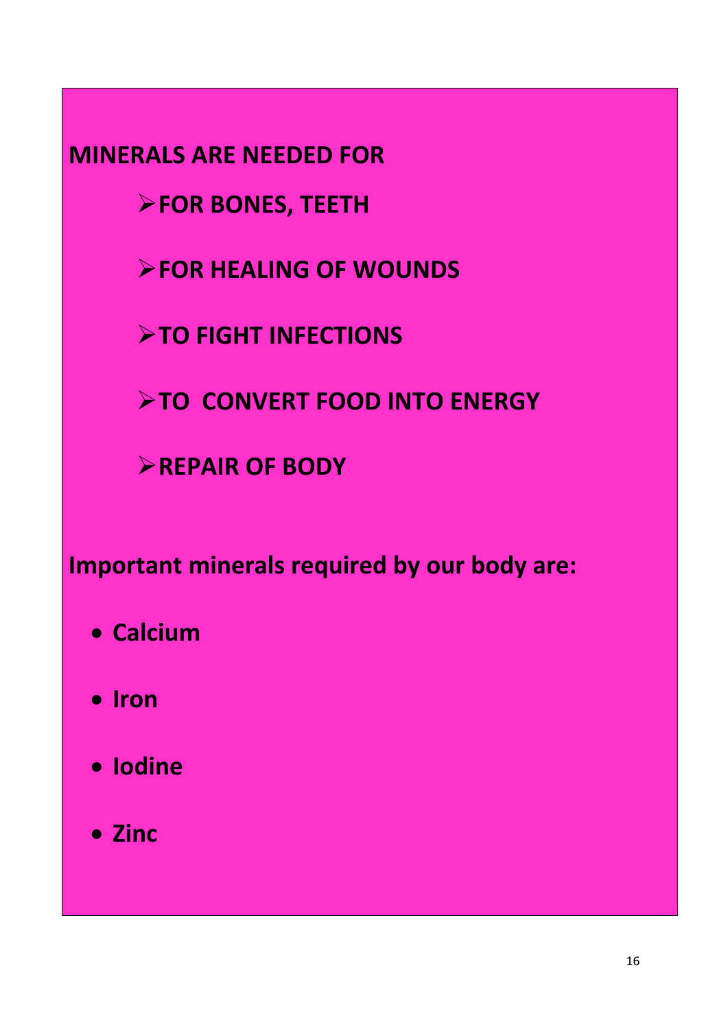**MINERALS ARE NEEDED FOR**

- **FOR BONES, TEETH**
- **FOR HEALING OF WOUNDS**
- **TO FIGHT INFECTIONS**
- **TO CONVERT FOOD INTO ENERGY**
- **REPAIR OF BODY**

**Important minerals required by our body are:**

- **Calcium**
- **Iron**
- **Iodine**
- **Zinc**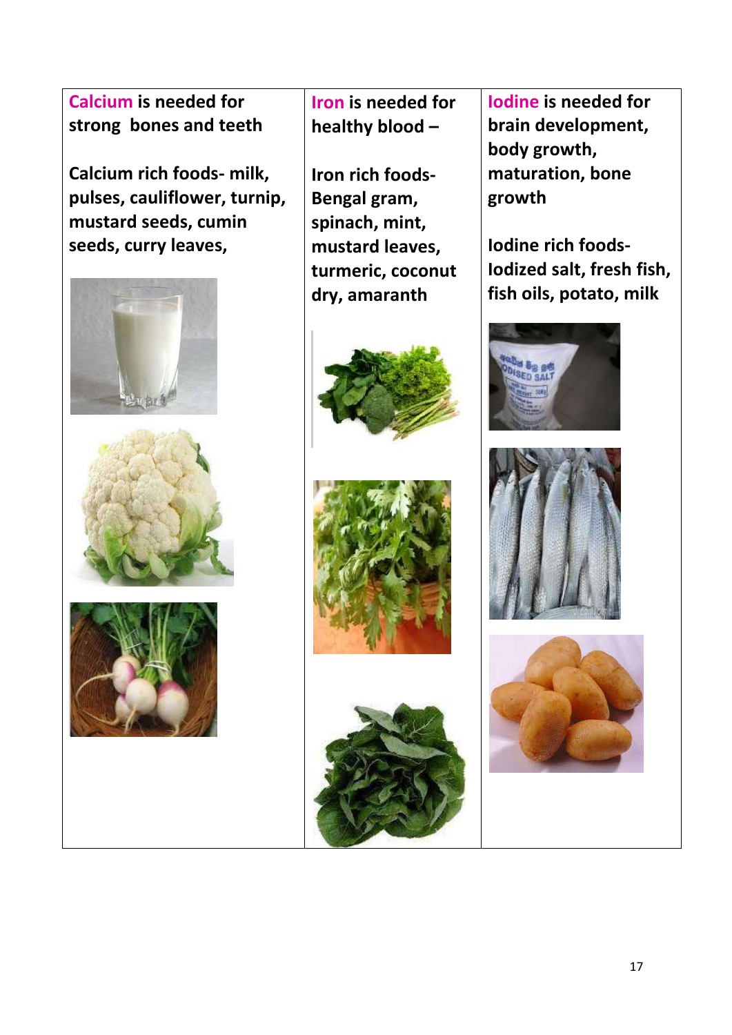| **Calcium** is needed for strong bones and teeth<br><br>**Calcium rich foods- milk, pulses, cauliflower, turnip, mustard seeds, cumin seeds, curry leaves,** | **Iron** is needed for healthy blood –<br><br>**Iron rich foods- Bengal gram, spinach, mint, mustard leaves, turmeric, coconut dry, amaranth** | **Iodine** is needed for brain development, body growth, maturation, bone growth<br><br>**Iodine rich foods- Iodized salt, fresh fish, fish oils, potato, milk** |
| --- | --- | --- |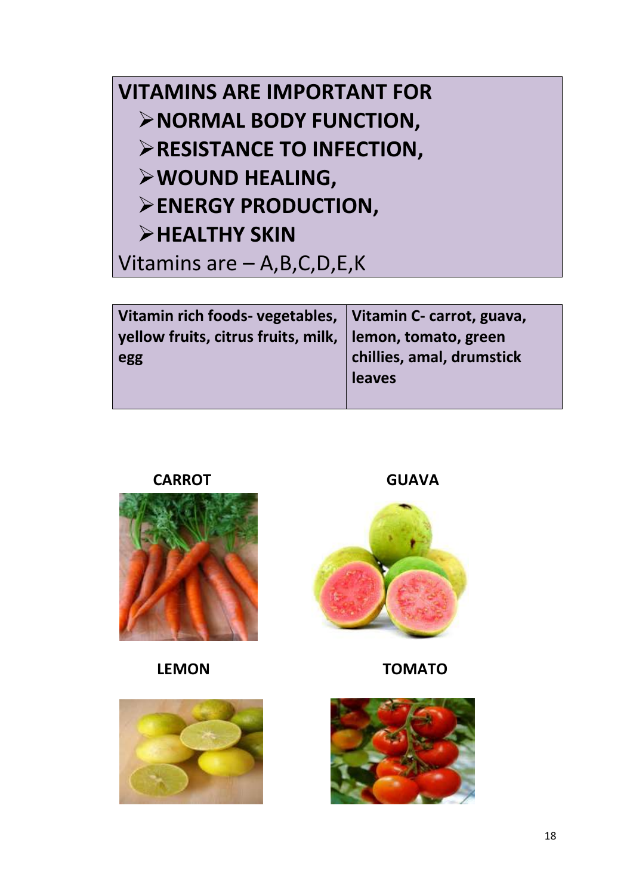**VITAMINS ARE IMPORTANT FOR**

- **NORMAL BODY FUNCTION,**
- **RESISTANCE TO INFECTION,**
- **WOUND HEALING,**
- **ENERGY PRODUCTION,**
- **HEALTHY SKIN**

Vitamins are – A,B,C,D,E,K

| **Vitamin rich foods- vegetables, yellow fruits, citrus fruits, milk, egg** | **Vitamin C- carrot, guava, lemon, tomato, green chillies, amal, drumstick leaves** |
|---|---|

**CARROT**

**GUAVA**

**LEMON**

**TOMATO**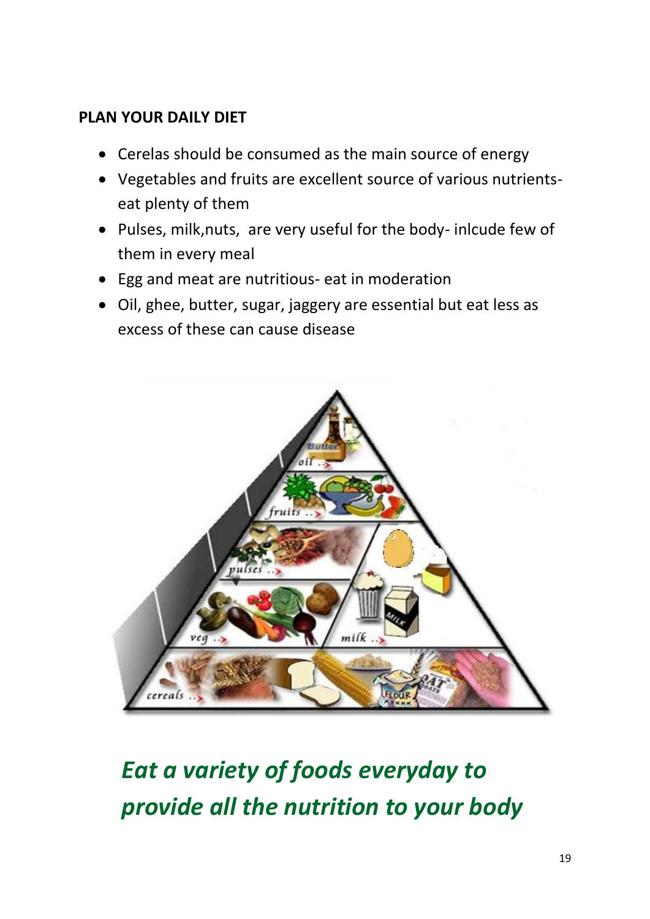**PLAN YOUR DAILY DIET**

- Cerelas should be consumed as the main source of energy
- Vegetables and fruits are excellent source of various nutrients- eat plenty of them
- Pulses, milk,nuts, are very useful for the body- inlcude few of them in every meal
- Egg and meat are nutritious- eat in moderation
- Oil, ghee, butter, sugar, jaggery are essential but eat less as excess of these can cause disease

***Eat a variety of foods everyday to provide all the nutrition to your body***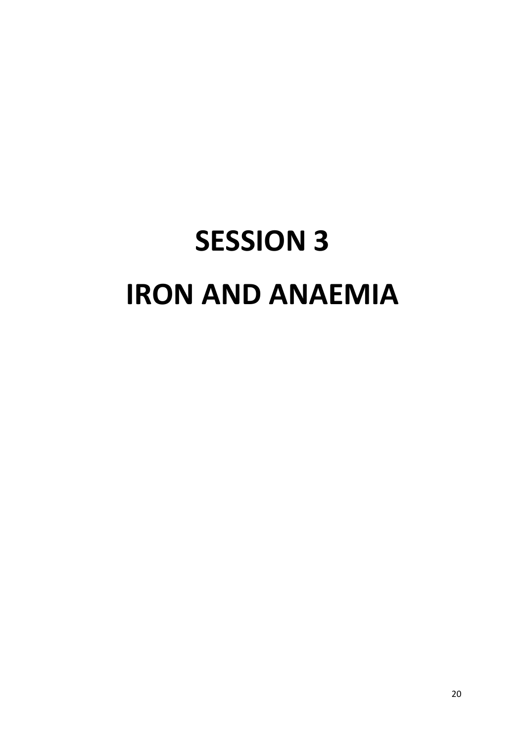# SESSION 3

# IRON AND ANAEMIA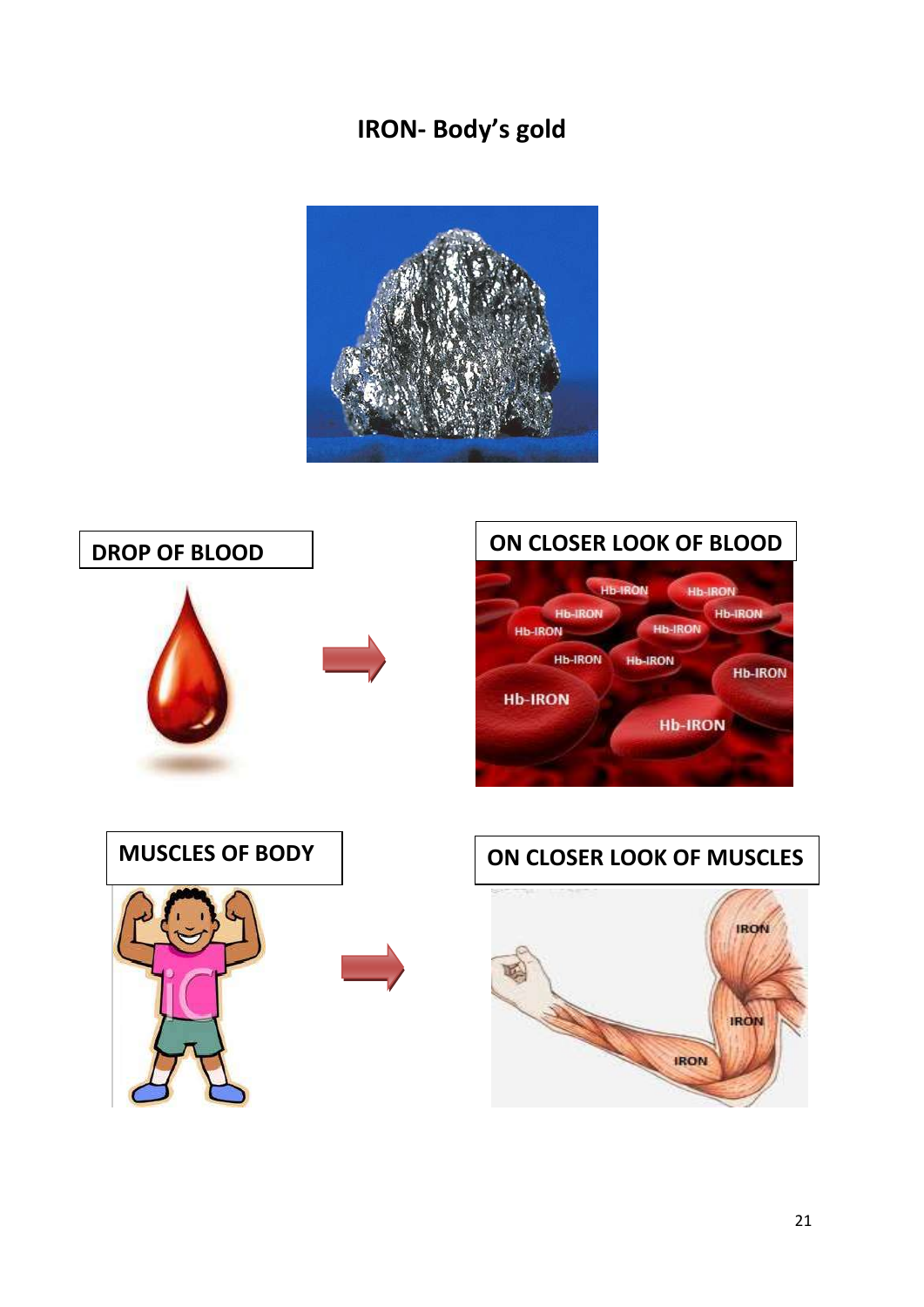# IRON- Body's gold

DROP OF BLOOD

ON CLOSER LOOK OF BLOOD

MUSCLES OF BODY

ON CLOSER LOOK OF MUSCLES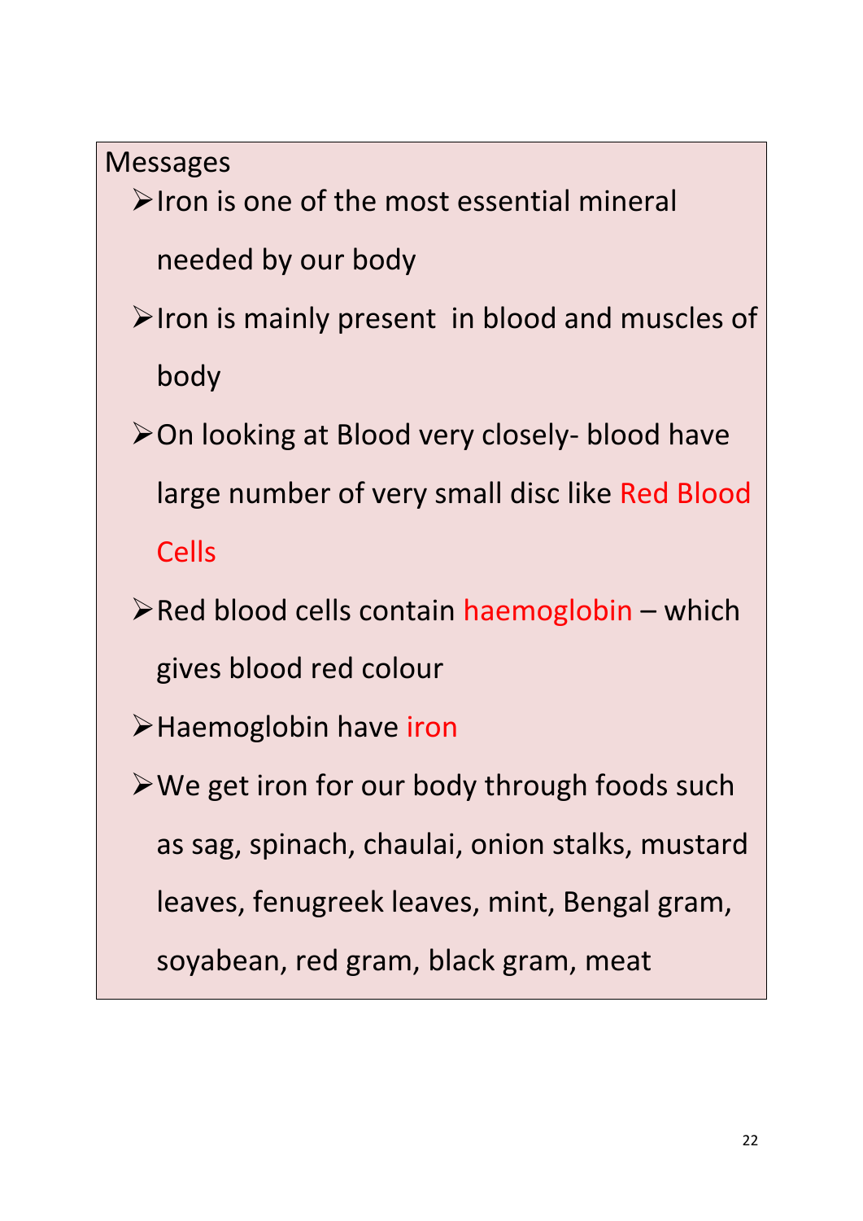Messages

- Iron is one of the most essential mineral needed by our body
- Iron is mainly present in blood and muscles of body
- On looking at Blood very closely- blood have large number of very small disc like Red Blood Cells
- Red blood cells contain haemoglobin – which gives blood red colour
- Haemoglobin have iron
- We get iron for our body through foods such as sag, spinach, chaulai, onion stalks, mustard leaves, fenugreek leaves, mint, Bengal gram, soyabean, red gram, black gram, meat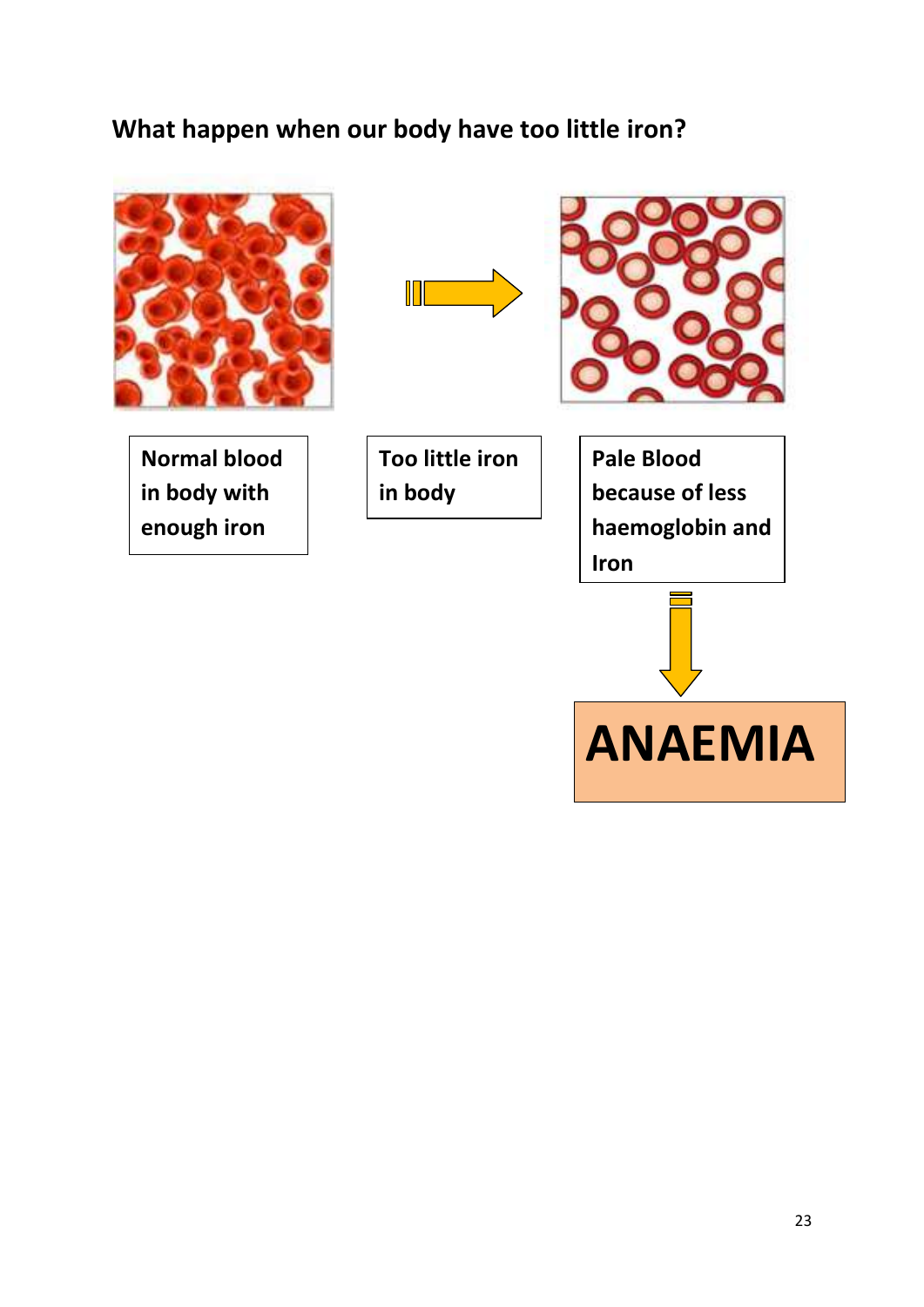## What happen when our body have too little iron?

Normal blood in body with enough iron

Too little iron in body

Pale Blood because of less haemoglobin and Iron

**ANAEMIA**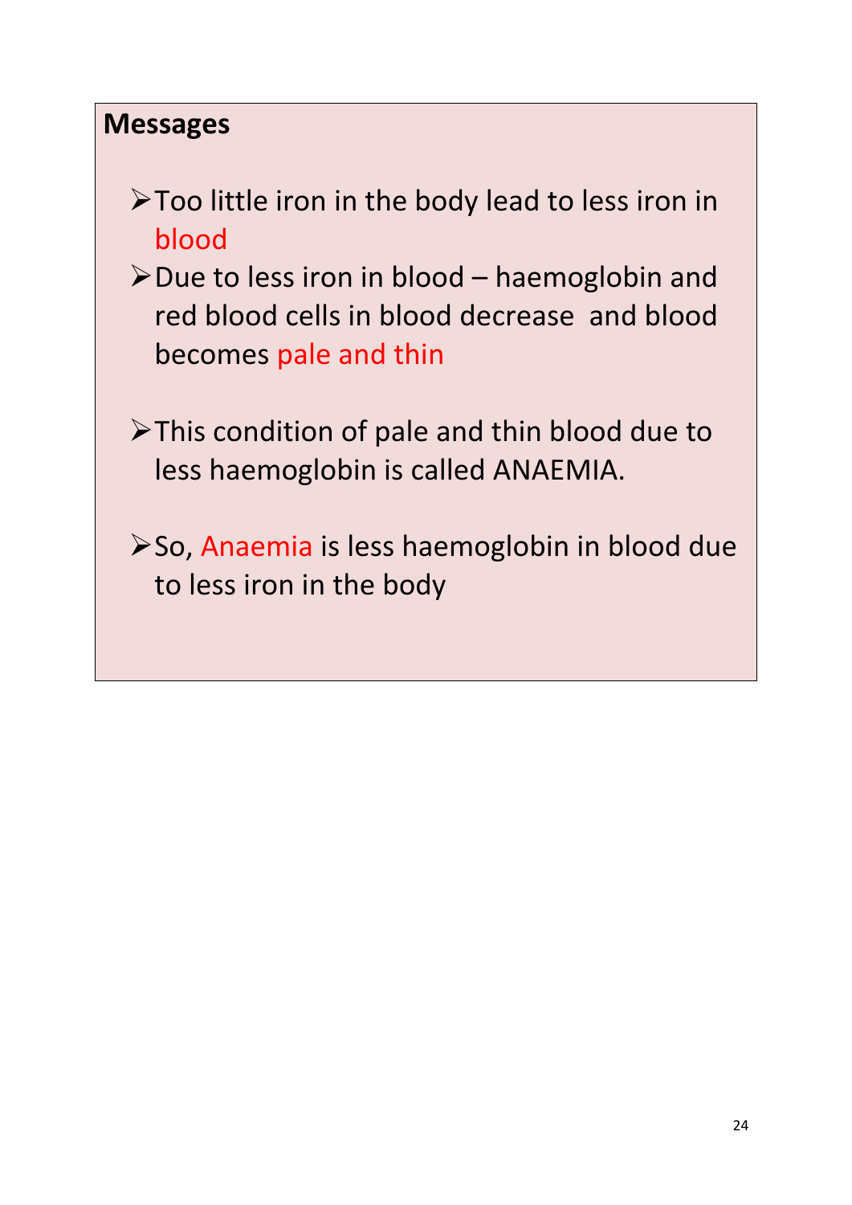**Messages**

- Too little iron in the body lead to less iron in blood
- Due to less iron in blood – haemoglobin and red blood cells in blood decrease and blood becomes pale and thin
- This condition of pale and thin blood due to less haemoglobin is called ANAEMIA.
- So, Anaemia is less haemoglobin in blood due to less iron in the body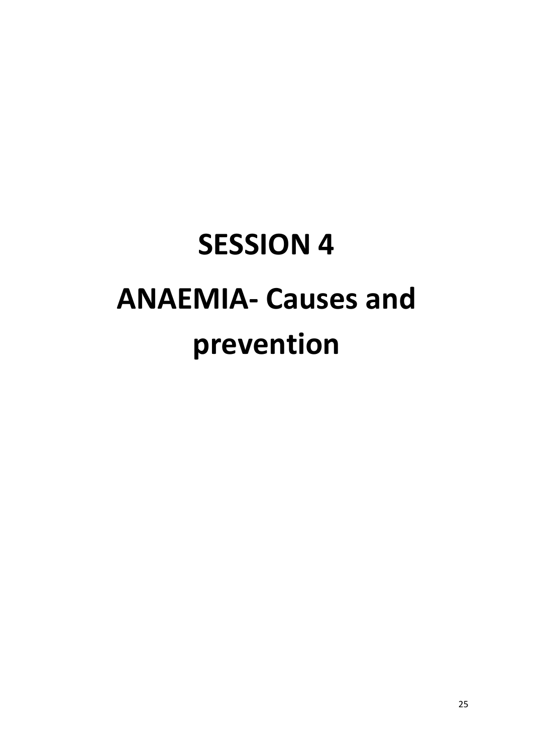# SESSION 4

# ANAEMIA- Causes and prevention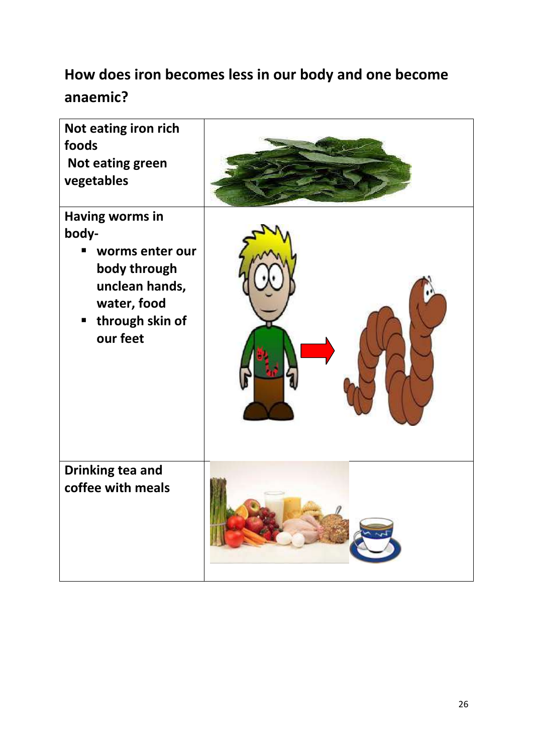## How does iron becomes less in our body and one become anaemic?

| | |
|---|---|
| **Not eating iron rich foods** <br> **Not eating green vegetables** | |
| **Having worms in body-** <br> ▪ **worms enter our body through unclean hands, water, food** <br> ▪ **through skin of our feet** | |
| **Drinking tea and coffee with meals** | |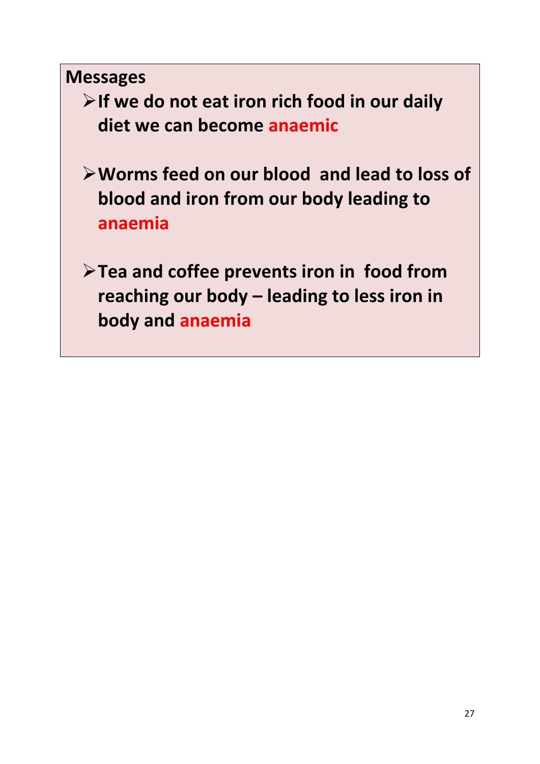**Messages**

- **If we do not eat iron rich food in our daily diet we can become anaemic**

- **Worms feed on our blood and lead to loss of blood and iron from our body leading to anaemia**

- **Tea and coffee prevents iron in food from reaching our body – leading to less iron in body and anaemia**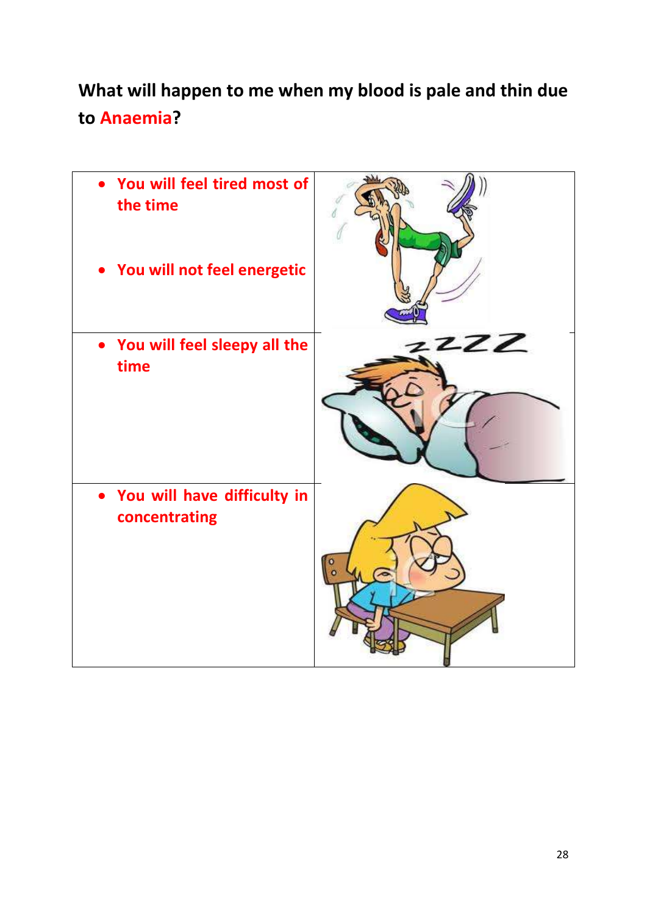**What will happen to me when my blood is pale and thin due to Anaemia?**

- You will feel tired most of the time
- You will not feel energetic

- You will feel sleepy all the time

- You will have difficulty in concentrating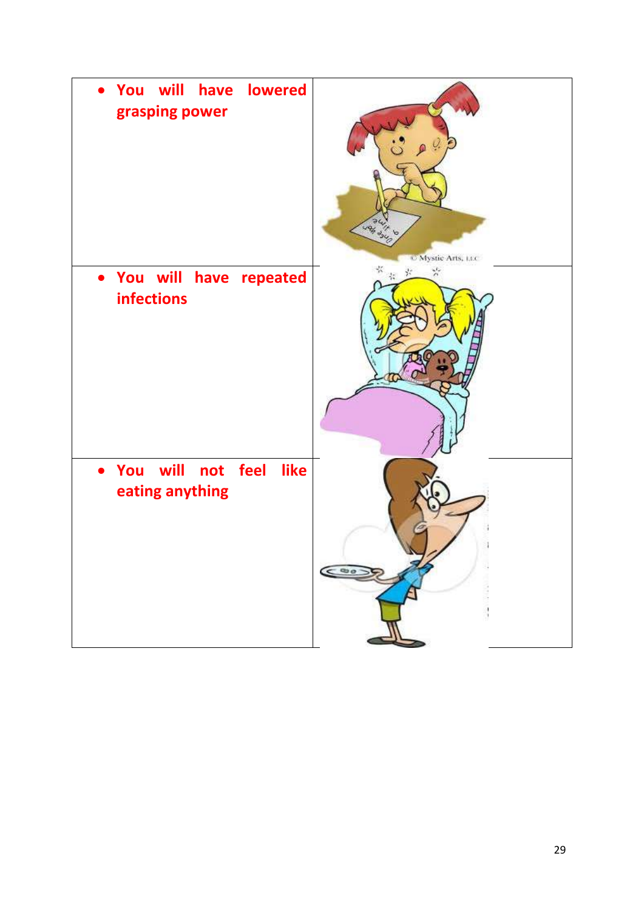| | |
|---|---|
| • You will have lowered grasping power | |
| • You will have repeated infections | |
| • You will not feel like eating anything | |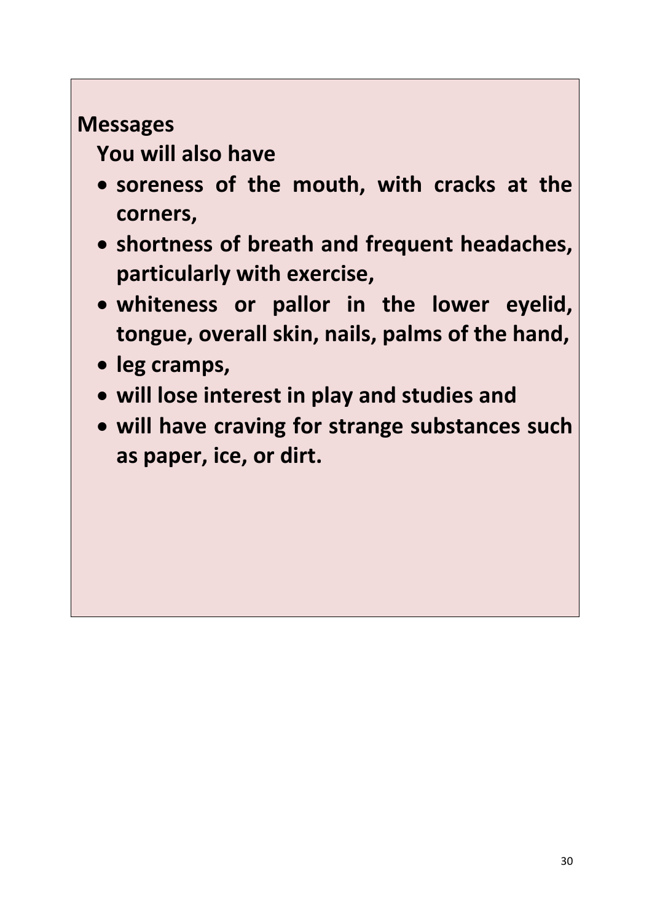**Messages**

**You will also have**

- **soreness of the mouth, with cracks at the corners,**
- **shortness of breath and frequent headaches, particularly with exercise,**
- **whiteness or pallor in the lower eyelid, tongue, overall skin, nails, palms of the hand,**
- **leg cramps,**
- **will lose interest in play and studies and**
- **will have craving for strange substances such as paper, ice, or dirt.**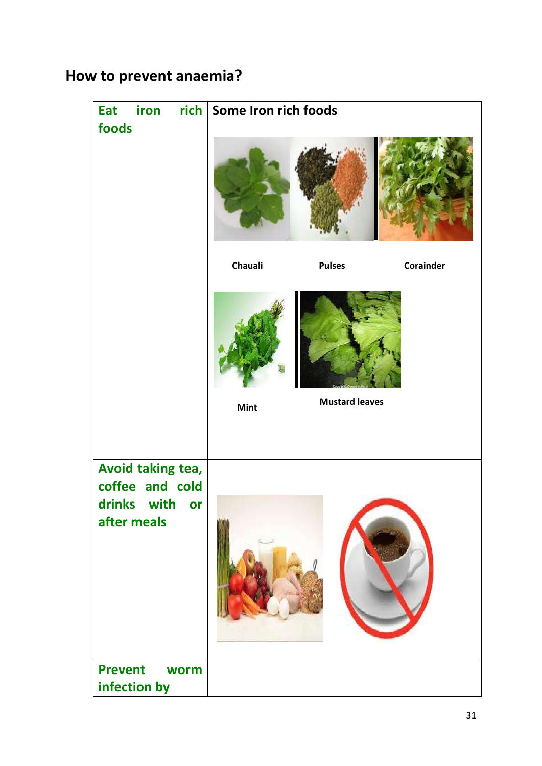## How to prevent anaemia?

| Eat iron rich foods | Some Iron rich foods<br><br>Chauali &nbsp;&nbsp; Pulses &nbsp;&nbsp; Corainder<br><br>Mint &nbsp;&nbsp; Mustard leaves |
|---|---|
| Avoid taking tea, coffee and cold drinks with or after meals | |
| Prevent worm infection by | |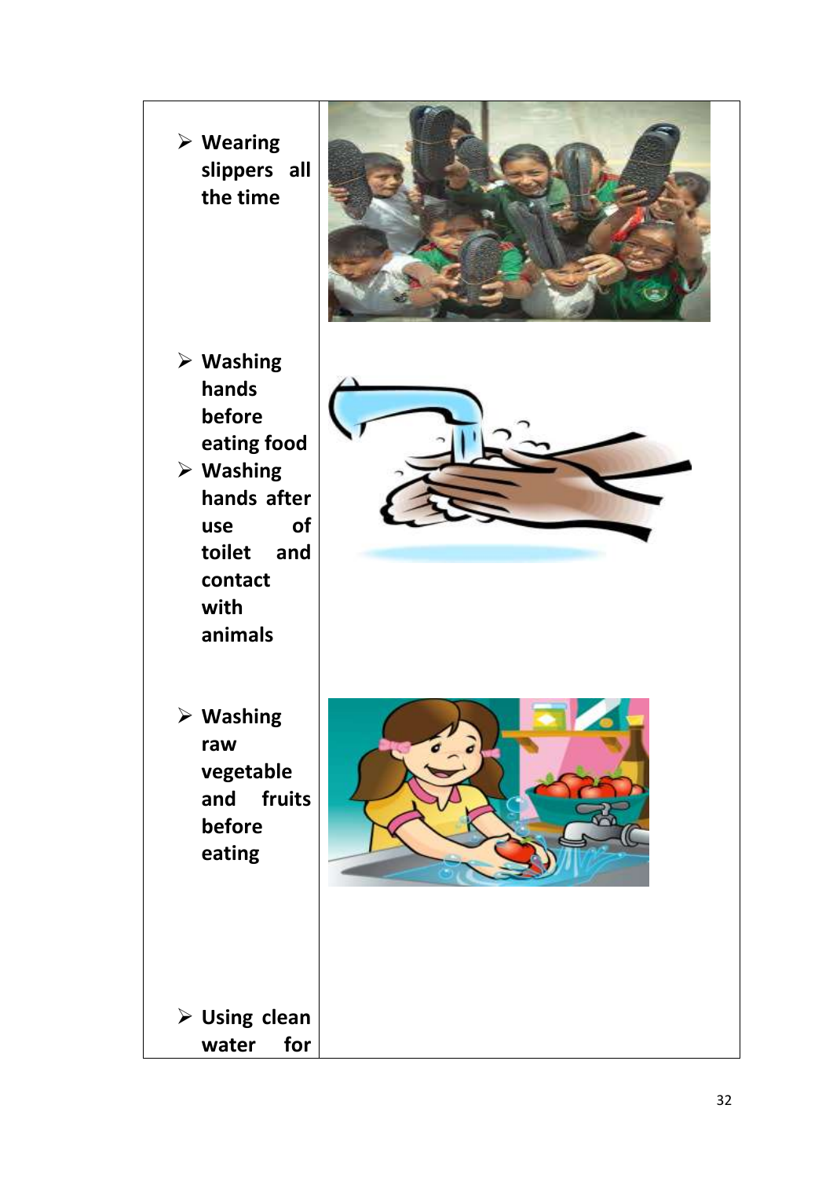- **Wearing slippers all the time**

- **Washing hands before eating food**
- **Washing hands after use of toilet and contact with animals**

- **Washing raw vegetable and fruits before eating**

- **Using clean water for**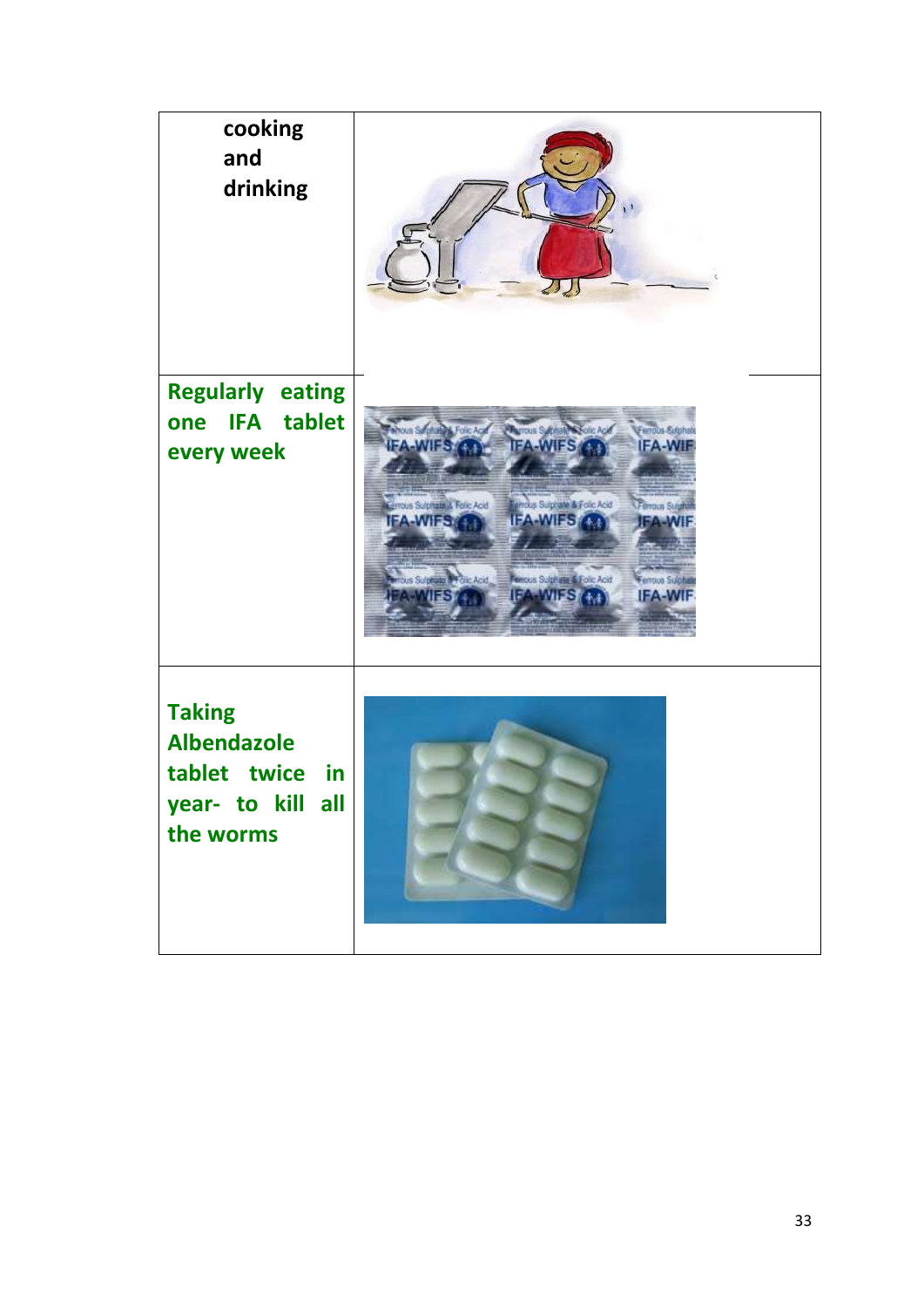| | |
|---|---|
| cooking and drinking | |
| **Regularly eating one IFA tablet every week** | |
| **Taking Albendazole tablet twice in year- to kill all the worms** | |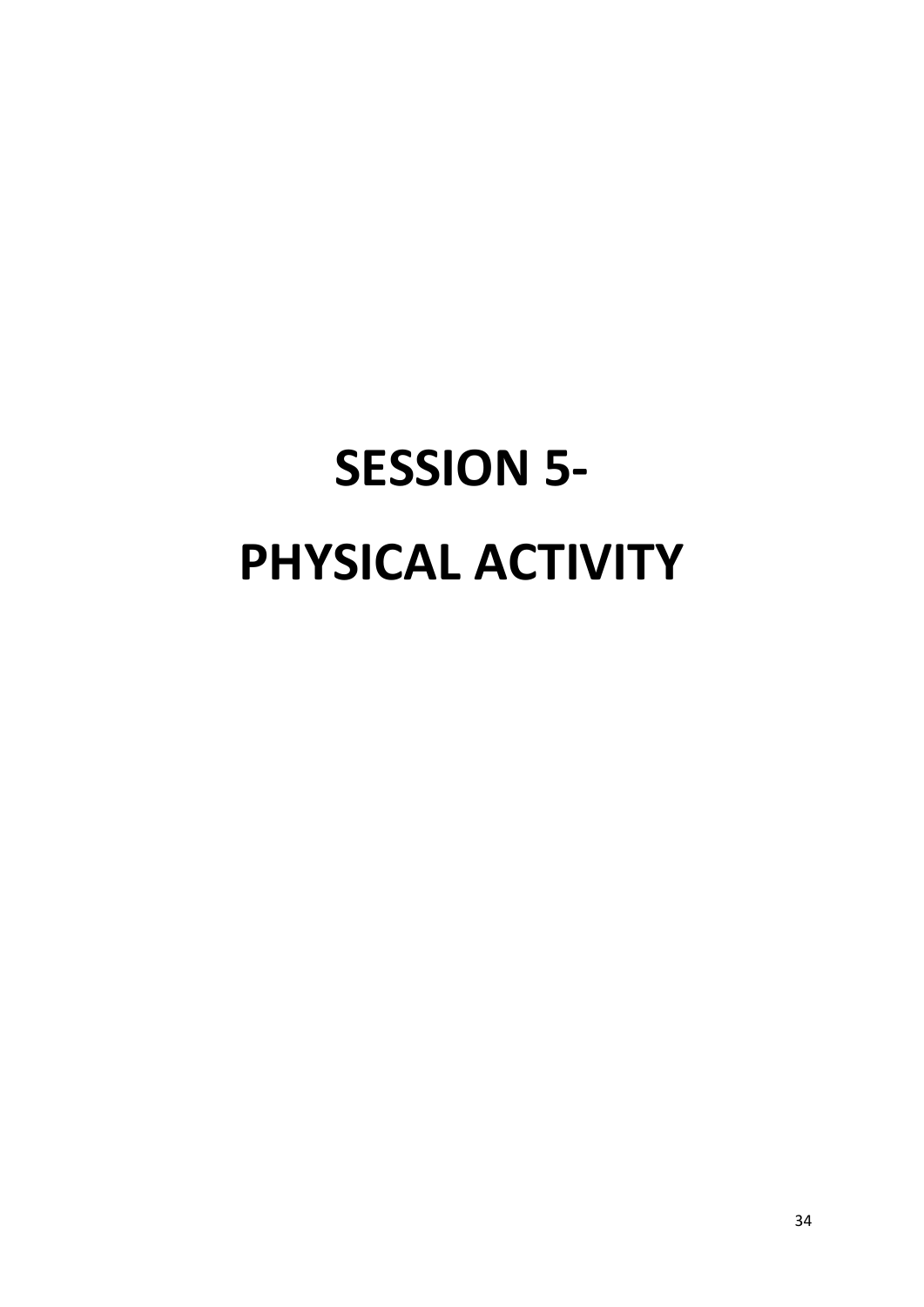# SESSION 5-

# PHYSICAL ACTIVITY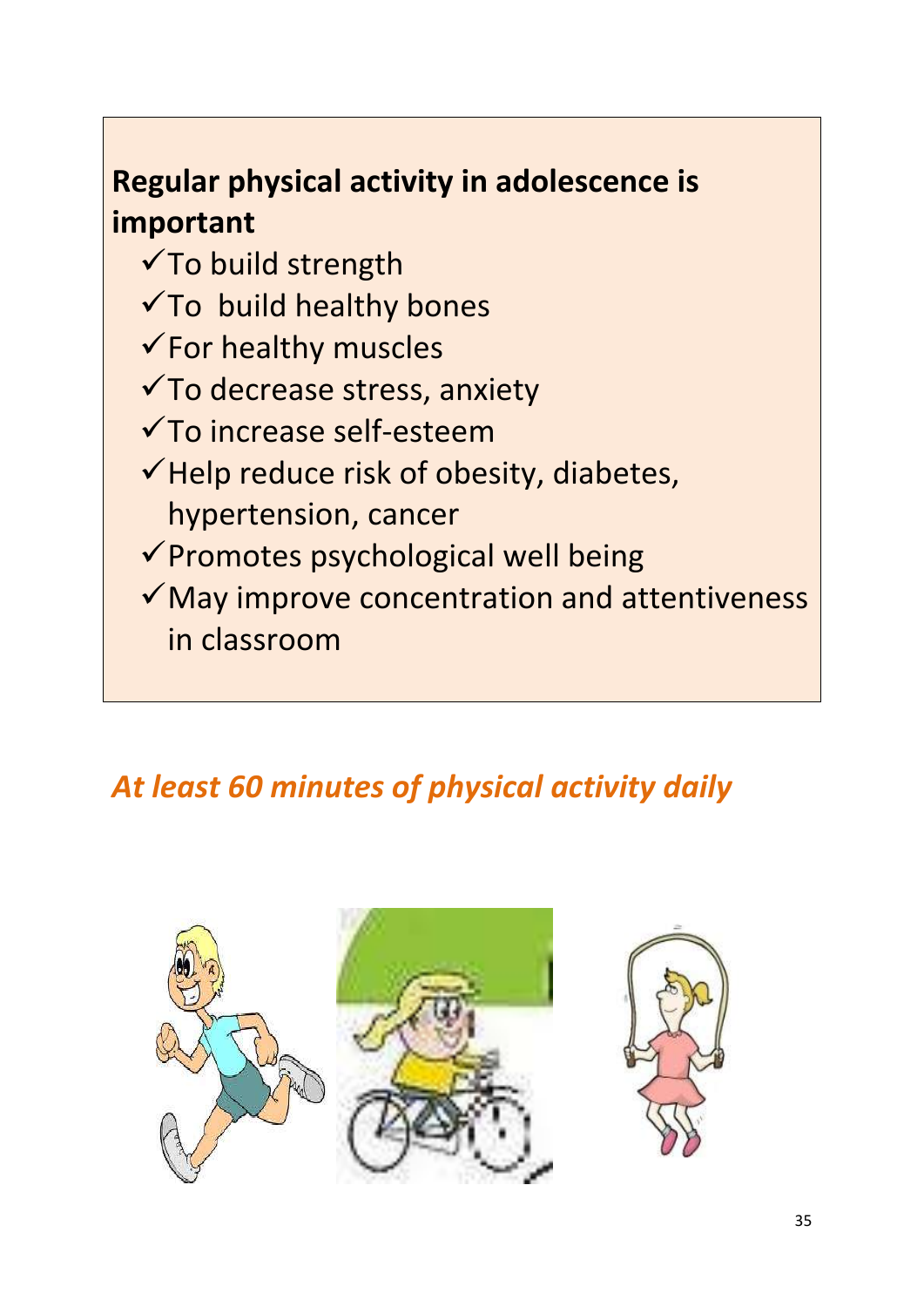**Regular physical activity in adolescence is important**

- ✓ To build strength
- ✓ To build healthy bones
- ✓ For healthy muscles
- ✓ To decrease stress, anxiety
- ✓ To increase self-esteem
- ✓ Help reduce risk of obesity, diabetes, hypertension, cancer
- ✓ Promotes psychological well being
- ✓ May improve concentration and attentiveness in classroom

***At least 60 minutes of physical activity daily***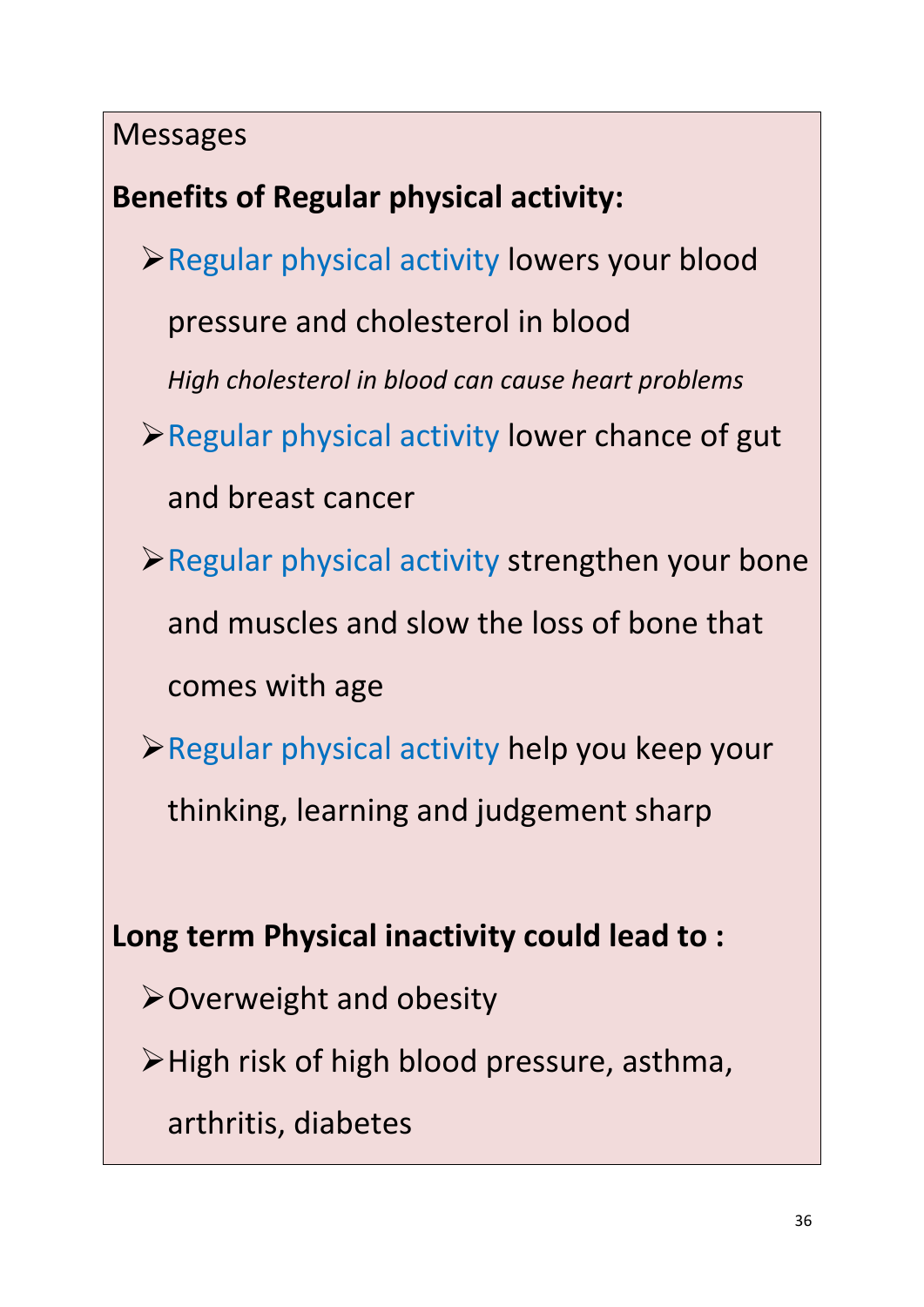Messages

**Benefits of Regular physical activity:**

- Regular physical activity lowers your blood pressure and cholesterol in blood

  *High cholesterol in blood can cause heart problems*

- Regular physical activity lower chance of gut and breast cancer
- Regular physical activity strengthen your bone and muscles and slow the loss of bone that comes with age
- Regular physical activity help you keep your thinking, learning and judgement sharp

**Long term Physical inactivity could lead to :**

- Overweight and obesity
- High risk of high blood pressure, asthma, arthritis, diabetes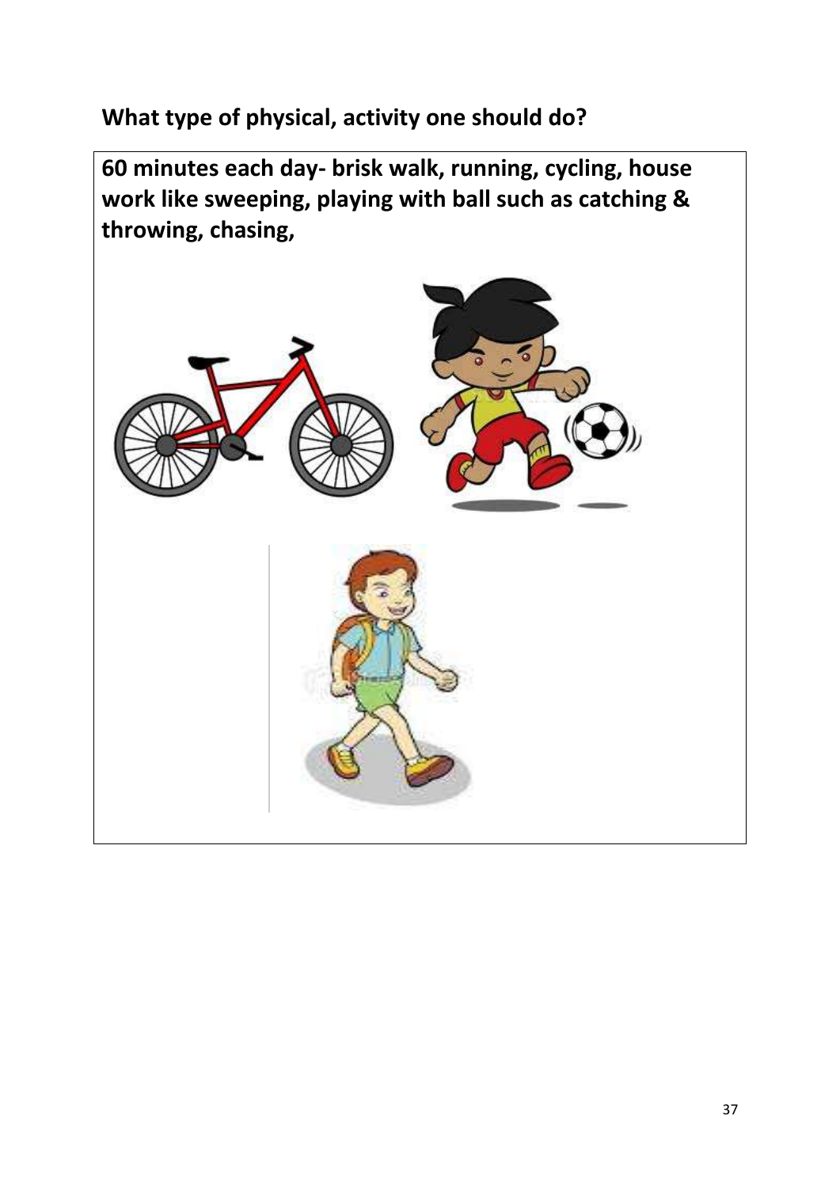**What type of physical, activity one should do?**

**60 minutes each day- brisk walk, running, cycling, house work like sweeping, playing with ball such as catching & throwing, chasing,**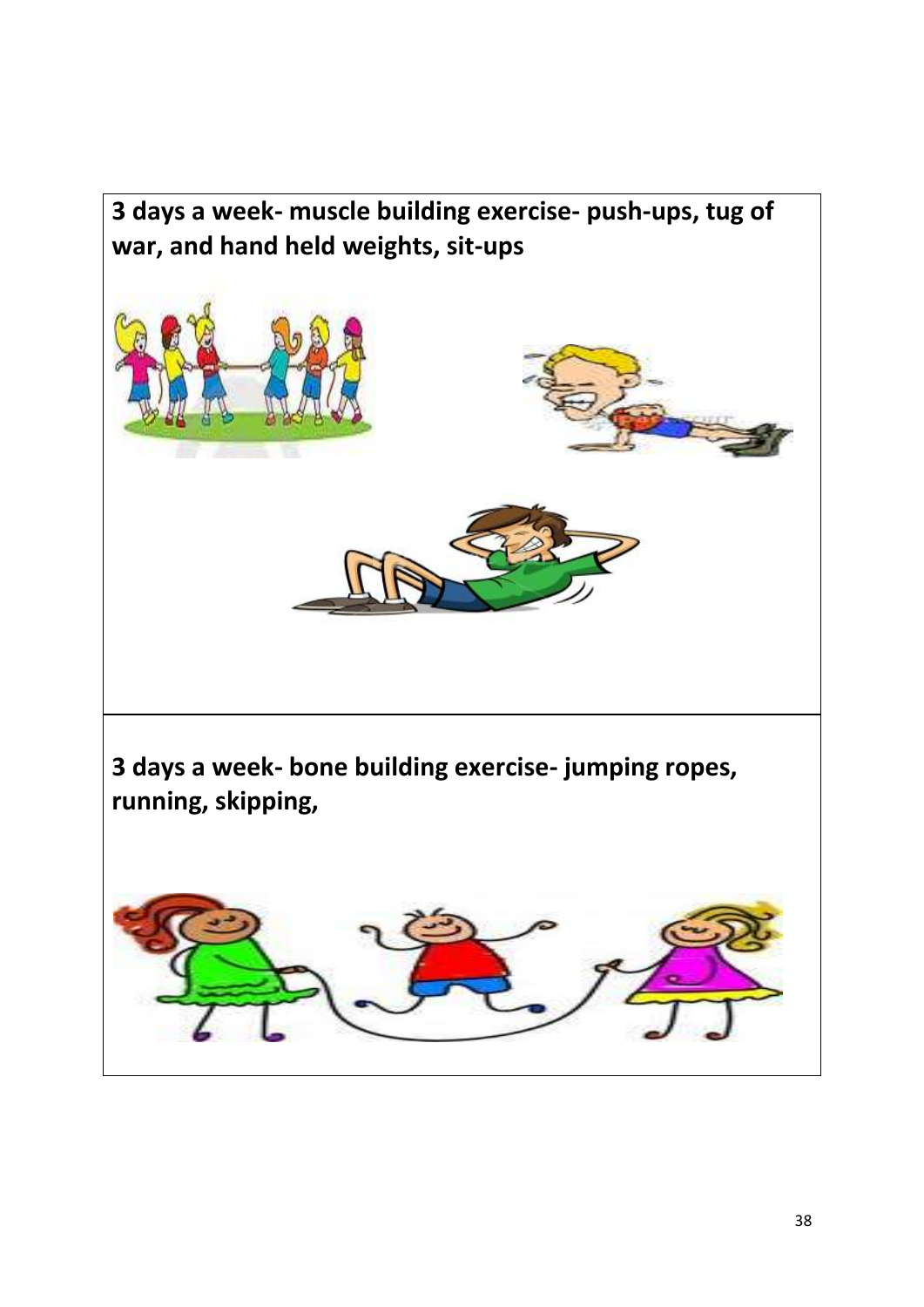**3 days a week- muscle building exercise- push-ups, tug of war, and hand held weights, sit-ups**

**3 days a week- bone building exercise- jumping ropes, running, skipping,**